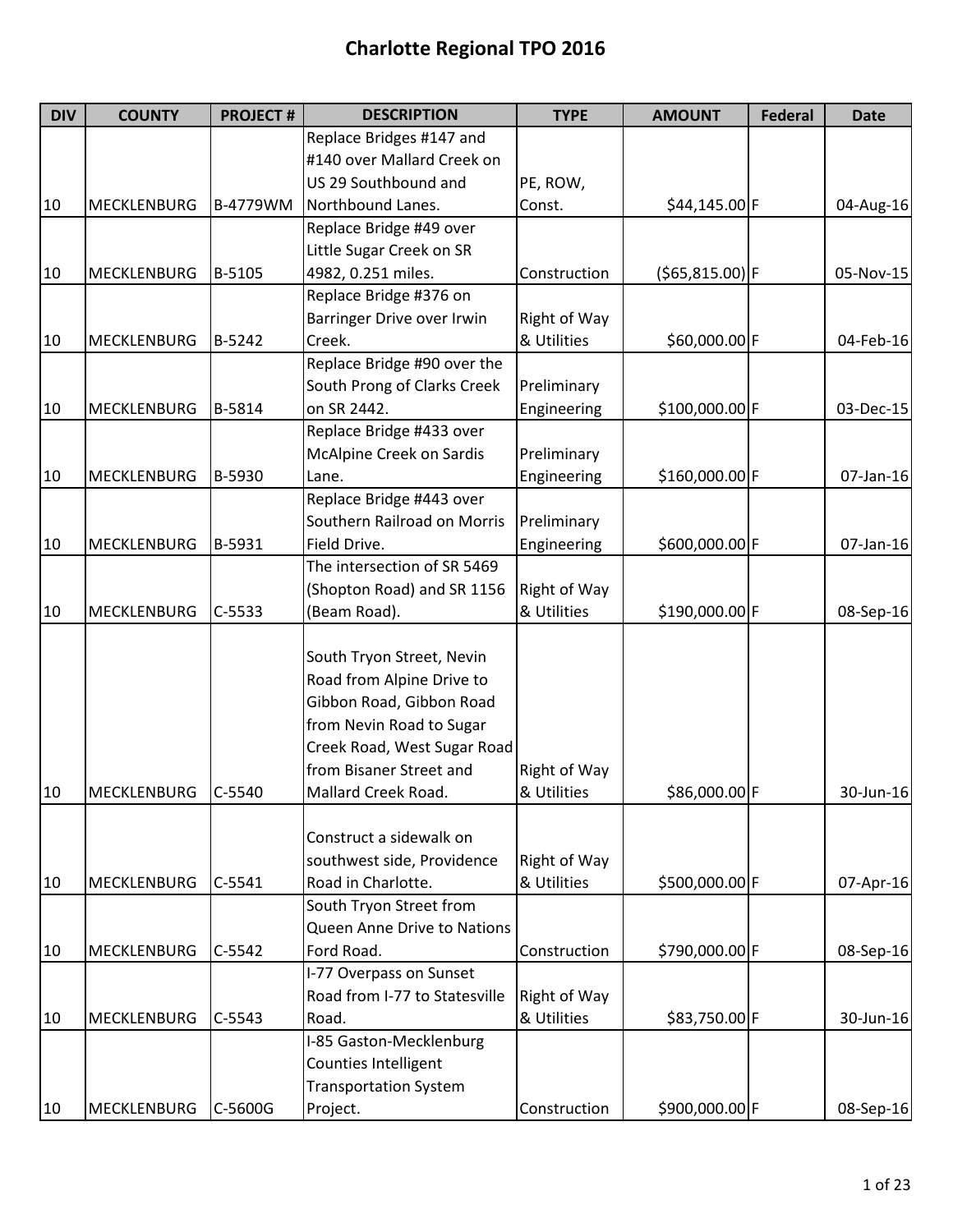# Charlotte Regional TPO 2016

| DIV | COUNTY | PROJECT # | DESCRIPTION | TYPE | AMOUNT | Federal | Date |
|---|---|---|---|---|---|---|---|
| 10 | MECKLENBURG | B-4779WM | Replace Bridges #147 and #140 over Mallard Creek on US 29 Southbound and Northbound Lanes. | PE, ROW, Const. | $44,145.00 | F | 04-Aug-16 |
| 10 | MECKLENBURG | B-5105 | Replace Bridge #49 over Little Sugar Creek on SR 4982, 0.251 miles. | Construction | ($65,815.00) | F | 05-Nov-15 |
| 10 | MECKLENBURG | B-5242 | Replace Bridge #376 on Barringer Drive over Irwin Creek. | Right of Way & Utilities | $60,000.00 | F | 04-Feb-16 |
| 10 | MECKLENBURG | B-5814 | Replace Bridge #90 over the South Prong of Clarks Creek on SR 2442. | Preliminary Engineering | $100,000.00 | F | 03-Dec-15 |
| 10 | MECKLENBURG | B-5930 | Replace Bridge #433 over McAlpine Creek on Sardis Lane. | Preliminary Engineering | $160,000.00 | F | 07-Jan-16 |
| 10 | MECKLENBURG | B-5931 | Replace Bridge #443 over Southern Railroad on Morris Field Drive. | Preliminary Engineering | $600,000.00 | F | 07-Jan-16 |
| 10 | MECKLENBURG | C-5533 | The intersection of SR 5469 (Shopton Road) and SR 1156 (Beam Road). | Right of Way & Utilities | $190,000.00 | F | 08-Sep-16 |
| 10 | MECKLENBURG | C-5540 | South Tryon Street, Nevin Road from Alpine Drive to Gibbon Road, Gibbon Road from Nevin Road to Sugar Creek Road, West Sugar Road from Bisaner Street and Mallard Creek Road. | Right of Way & Utilities | $86,000.00 | F | 30-Jun-16 |
| 10 | MECKLENBURG | C-5541 | Construct a sidewalk on southwest side, Providence Road in Charlotte. | Right of Way & Utilities | $500,000.00 | F | 07-Apr-16 |
| 10 | MECKLENBURG | C-5542 | South Tryon Street from Queen Anne Drive to Nations Ford Road. | Construction | $790,000.00 | F | 08-Sep-16 |
| 10 | MECKLENBURG | C-5543 | I-77 Overpass on Sunset Road from I-77 to Statesville Road. | Right of Way & Utilities | $83,750.00 | F | 30-Jun-16 |
| 10 | MECKLENBURG | C-5600G | I-85 Gaston-Mecklenburg Counties Intelligent Transportation System Project. | Construction | $900,000.00 | F | 08-Sep-16 |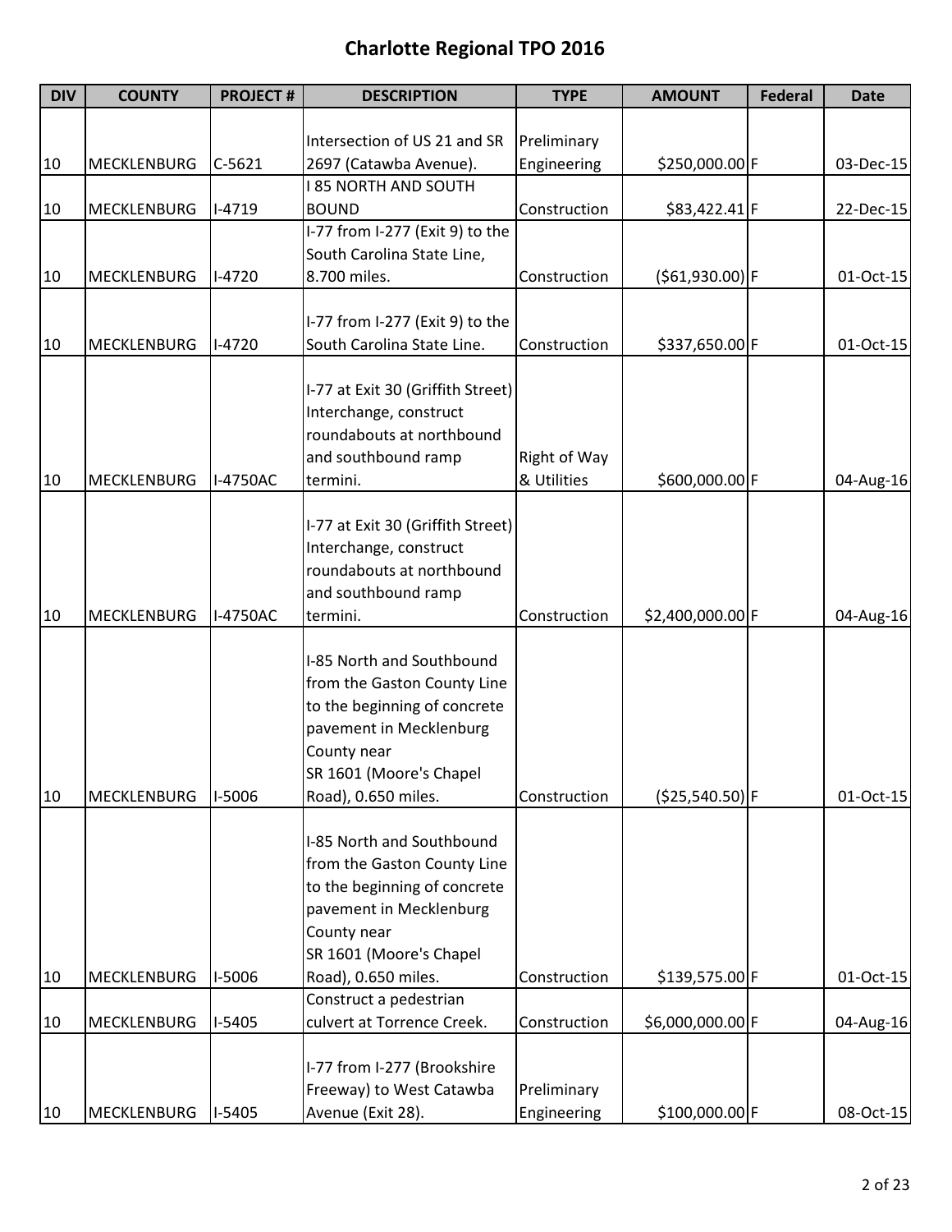# Charlotte Regional TPO 2016

| DIV | COUNTY | PROJECT # | DESCRIPTION | TYPE | AMOUNT | Federal | Date |
|---|---|---|---|---|---|---|---|
| 10 | MECKLENBURG | C-5621 | Intersection of US 21 and SR 2697 (Catawba Avenue). | Preliminary Engineering | $250,000.00 | F | 03-Dec-15 |
| 10 | MECKLENBURG | I-4719 | I 85 NORTH AND SOUTH BOUND | Construction | $83,422.41 | F | 22-Dec-15 |
| 10 | MECKLENBURG | I-4720 | I-77 from I-277 (Exit 9) to the South Carolina State Line, 8.700 miles. | Construction | ($61,930.00) | F | 01-Oct-15 |
| 10 | MECKLENBURG | I-4720 | I-77 from I-277 (Exit 9) to the South Carolina State Line. | Construction | $337,650.00 | F | 01-Oct-15 |
| 10 | MECKLENBURG | I-4750AC | I-77 at Exit 30 (Griffith Street) Interchange, construct roundabouts at northbound and southbound ramp termini. | Right of Way & Utilities | $600,000.00 | F | 04-Aug-16 |
| 10 | MECKLENBURG | I-4750AC | I-77 at Exit 30 (Griffith Street) Interchange, construct roundabouts at northbound and southbound ramp termini. | Construction | $2,400,000.00 | F | 04-Aug-16 |
| 10 | MECKLENBURG | I-5006 | I-85 North and Southbound from the Gaston County Line to the beginning of concrete pavement in Mecklenburg County near SR 1601 (Moore's Chapel Road), 0.650 miles. | Construction | ($25,540.50) | F | 01-Oct-15 |
| 10 | MECKLENBURG | I-5006 | I-85 North and Southbound from the Gaston County Line to the beginning of concrete pavement in Mecklenburg County near SR 1601 (Moore's Chapel Road), 0.650 miles. | Construction | $139,575.00 | F | 01-Oct-15 |
| 10 | MECKLENBURG | I-5405 | Construct a pedestrian culvert at Torrence Creek. | Construction | $6,000,000.00 | F | 04-Aug-16 |
| 10 | MECKLENBURG | I-5405 | I-77 from I-277 (Brookshire Freeway) to West Catawba Avenue (Exit 28). | Preliminary Engineering | $100,000.00 | F | 08-Oct-15 |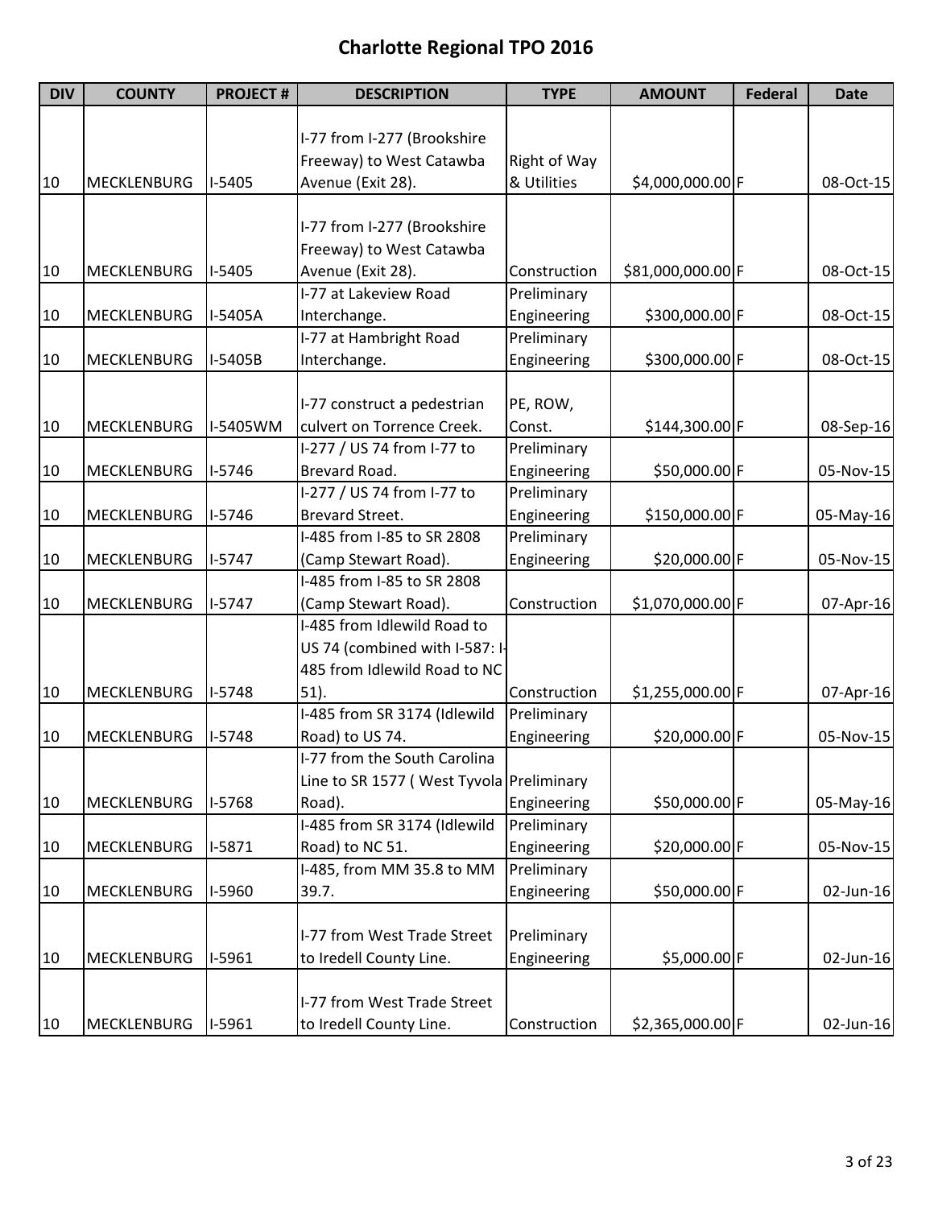# Charlotte Regional TPO 2016

| DIV | COUNTY | PROJECT # | DESCRIPTION | TYPE | AMOUNT | Federal | Date |
|---|---|---|---|---|---|---|---|
| 10 | MECKLENBURG | I-5405 | I-77 from I-277 (Brookshire Freeway) to West Catawba Avenue (Exit 28). | Right of Way & Utilities | $4,000,000.00 | F | 08-Oct-15 |
| 10 | MECKLENBURG | I-5405 | I-77 from I-277 (Brookshire Freeway) to West Catawba Avenue (Exit 28). | Construction | $81,000,000.00 | F | 08-Oct-15 |
| 10 | MECKLENBURG | I-5405A | I-77 at Lakeview Road Interchange. | Preliminary Engineering | $300,000.00 | F | 08-Oct-15 |
| 10 | MECKLENBURG | I-5405B | I-77 at Hambright Road Interchange. | Preliminary Engineering | $300,000.00 | F | 08-Oct-15 |
| 10 | MECKLENBURG | I-5405WM | I-77 construct a pedestrian culvert on Torrence Creek. | PE, ROW, Const. | $144,300.00 | F | 08-Sep-16 |
| 10 | MECKLENBURG | I-5746 | I-277 / US 74 from I-77 to Brevard Road. | Preliminary Engineering | $50,000.00 | F | 05-Nov-15 |
| 10 | MECKLENBURG | I-5746 | I-277 / US 74 from I-77 to Brevard Street. | Preliminary Engineering | $150,000.00 | F | 05-May-16 |
| 10 | MECKLENBURG | I-5747 | I-485 from I-85 to SR 2808 (Camp Stewart Road). | Preliminary Engineering | $20,000.00 | F | 05-Nov-15 |
| 10 | MECKLENBURG | I-5747 | I-485 from I-85 to SR 2808 (Camp Stewart Road). | Construction | $1,070,000.00 | F | 07-Apr-16 |
| 10 | MECKLENBURG | I-5748 | I-485 from Idlewild Road to US 74 (combined with I-587: I-485 from Idlewild Road to NC 51). | Construction | $1,255,000.00 | F | 07-Apr-16 |
| 10 | MECKLENBURG | I-5748 | I-485 from SR 3174 (Idlewild Road) to US 74. | Preliminary Engineering | $20,000.00 | F | 05-Nov-15 |
| 10 | MECKLENBURG | I-5768 | I-77 from the South Carolina Line to SR 1577 ( West Tyvola Road). | Preliminary Engineering | $50,000.00 | F | 05-May-16 |
| 10 | MECKLENBURG | I-5871 | I-485 from SR 3174 (Idlewild Road) to NC 51. | Preliminary Engineering | $20,000.00 | F | 05-Nov-15 |
| 10 | MECKLENBURG | I-5960 | I-485, from MM 35.8 to MM 39.7. | Preliminary Engineering | $50,000.00 | F | 02-Jun-16 |
| 10 | MECKLENBURG | I-5961 | I-77 from West Trade Street to Iredell County Line. | Preliminary Engineering | $5,000.00 | F | 02-Jun-16 |
| 10 | MECKLENBURG | I-5961 | I-77 from West Trade Street to Iredell County Line. | Construction | $2,365,000.00 | F | 02-Jun-16 |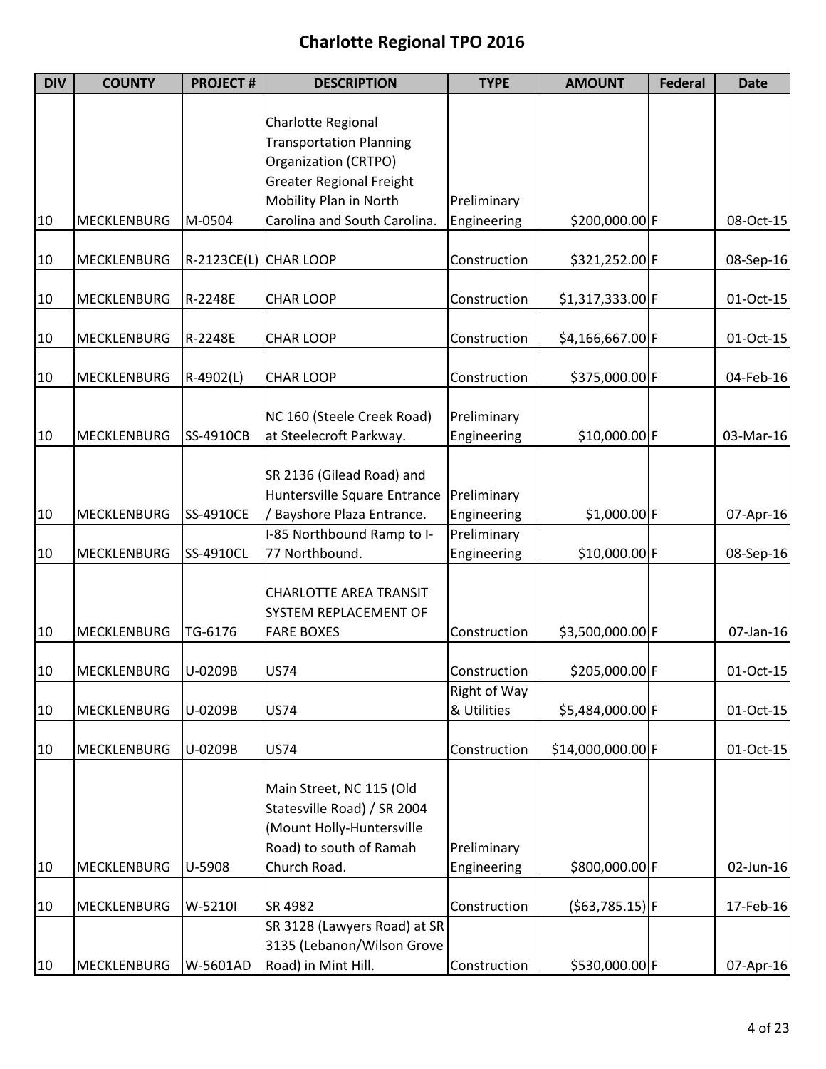# Charlotte Regional TPO 2016

| DIV | COUNTY | PROJECT # | DESCRIPTION | TYPE | AMOUNT | Federal | Date |
|---|---|---|---|---|---|---|---|
| 10 | MECKLENBURG | M-0504 | Charlotte Regional Transportation Planning Organization (CRTPO) Greater Regional Freight Mobility Plan in North Carolina and South Carolina. | Preliminary Engineering | $200,000.00 | F | 08-Oct-15 |
| 10 | MECKLENBURG | R-2123CE(L) | CHAR LOOP | Construction | $321,252.00 | F | 08-Sep-16 |
| 10 | MECKLENBURG | R-2248E | CHAR LOOP | Construction | $1,317,333.00 | F | 01-Oct-15 |
| 10 | MECKLENBURG | R-2248E | CHAR LOOP | Construction | $4,166,667.00 | F | 01-Oct-15 |
| 10 | MECKLENBURG | R-4902(L) | CHAR LOOP | Construction | $375,000.00 | F | 04-Feb-16 |
| 10 | MECKLENBURG | SS-4910CB | NC 160 (Steele Creek Road) at Steelecroft Parkway. | Preliminary Engineering | $10,000.00 | F | 03-Mar-16 |
| 10 | MECKLENBURG | SS-4910CE | SR 2136 (Gilead Road) and Huntersville Square Entrance / Bayshore Plaza Entrance. | Preliminary Engineering | $1,000.00 | F | 07-Apr-16 |
| 10 | MECKLENBURG | SS-4910CL | I-85 Northbound Ramp to I-77 Northbound. | Preliminary Engineering | $10,000.00 | F | 08-Sep-16 |
| 10 | MECKLENBURG | TG-6176 | CHARLOTTE AREA TRANSIT SYSTEM REPLACEMENT OF FARE BOXES | Construction | $3,500,000.00 | F | 07-Jan-16 |
| 10 | MECKLENBURG | U-0209B | US74 | Construction | $205,000.00 | F | 01-Oct-15 |
| 10 | MECKLENBURG | U-0209B | US74 | Right of Way & Utilities | $5,484,000.00 | F | 01-Oct-15 |
| 10 | MECKLENBURG | U-0209B | US74 | Construction | $14,000,000.00 | F | 01-Oct-15 |
| 10 | MECKLENBURG | U-5908 | Main Street, NC 115 (Old Statesville Road) / SR 2004 (Mount Holly-Huntersville Road) to south of Ramah Church Road. | Preliminary Engineering | $800,000.00 | F | 02-Jun-16 |
| 10 | MECKLENBURG | W-5210I | SR 4982 | Construction | ($63,785.15) | F | 17-Feb-16 |
| 10 | MECKLENBURG | W-5601AD | SR 3128 (Lawyers Road) at SR 3135 (Lebanon/Wilson Grove Road) in Mint Hill. | Construction | $530,000.00 | F | 07-Apr-16 |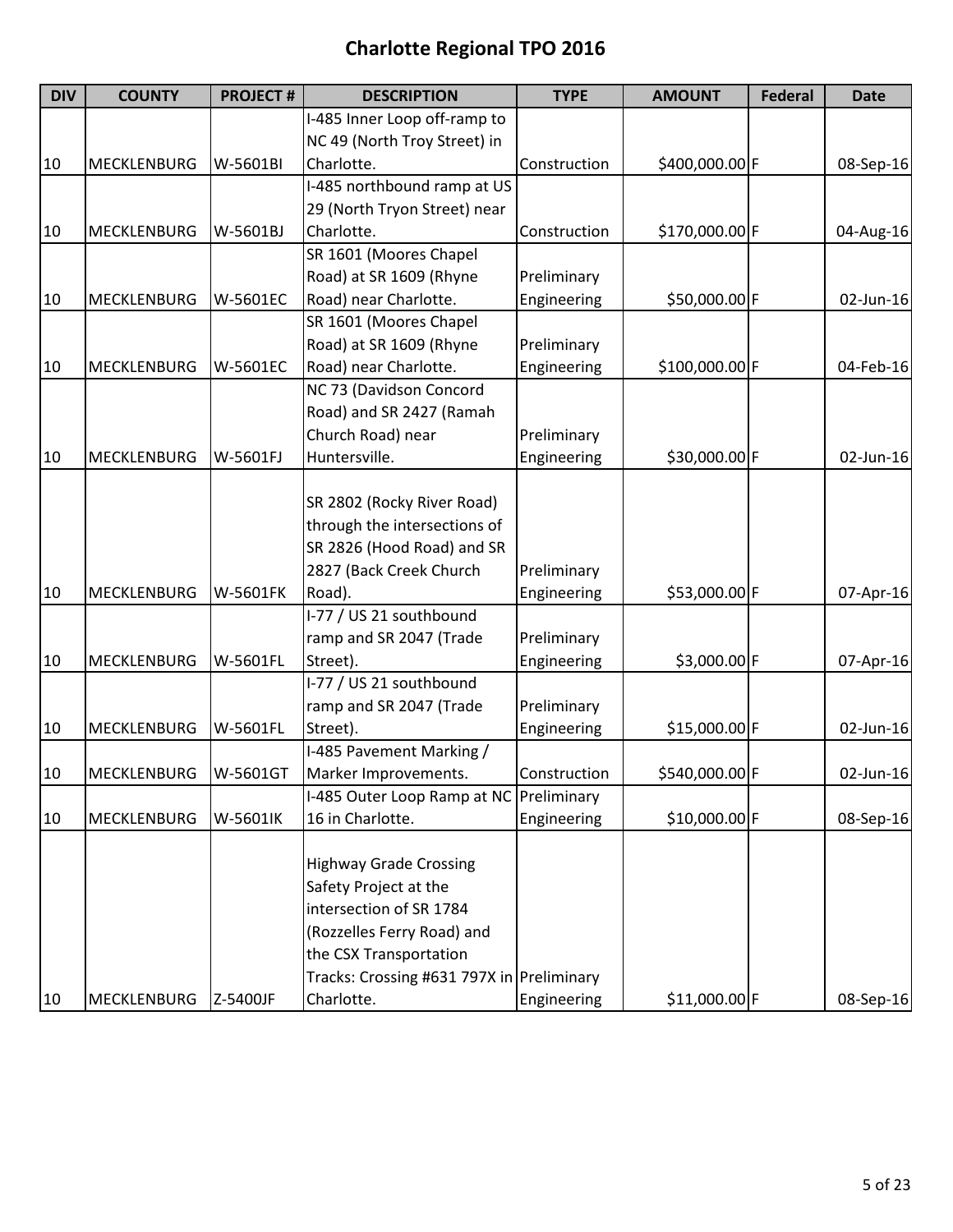# Charlotte Regional TPO 2016

| DIV | COUNTY | PROJECT # | DESCRIPTION | TYPE | AMOUNT | Federal | Date |
|---|---|---|---|---|---|---|---|
| 10 | MECKLENBURG | W-5601BI | I-485 Inner Loop off-ramp to NC 49 (North Troy Street) in Charlotte. | Construction | $400,000.00 | F | 08-Sep-16 |
| 10 | MECKLENBURG | W-5601BJ | I-485 northbound ramp at US 29 (North Tryon Street) near Charlotte. | Construction | $170,000.00 | F | 04-Aug-16 |
| 10 | MECKLENBURG | W-5601EC | SR 1601 (Moores Chapel Road) at SR 1609 (Rhyne Road) near Charlotte. | Preliminary Engineering | $50,000.00 | F | 02-Jun-16 |
| 10 | MECKLENBURG | W-5601EC | SR 1601 (Moores Chapel Road) at SR 1609 (Rhyne Road) near Charlotte. | Preliminary Engineering | $100,000.00 | F | 04-Feb-16 |
| 10 | MECKLENBURG | W-5601FJ | NC 73 (Davidson Concord Road) and SR 2427 (Ramah Church Road) near Huntersville. | Preliminary Engineering | $30,000.00 | F | 02-Jun-16 |
| 10 | MECKLENBURG | W-5601FK | SR 2802 (Rocky River Road) through the intersections of SR 2826 (Hood Road) and SR 2827 (Back Creek Church Road). | Preliminary Engineering | $53,000.00 | F | 07-Apr-16 |
| 10 | MECKLENBURG | W-5601FL | I-77 / US 21 southbound ramp and SR 2047 (Trade Street). | Preliminary Engineering | $3,000.00 | F | 07-Apr-16 |
| 10 | MECKLENBURG | W-5601FL | I-77 / US 21 southbound ramp and SR 2047 (Trade Street). | Preliminary Engineering | $15,000.00 | F | 02-Jun-16 |
| 10 | MECKLENBURG | W-5601GT | I-485 Pavement Marking / Marker Improvements. | Construction | $540,000.00 | F | 02-Jun-16 |
| 10 | MECKLENBURG | W-5601IK | I-485 Outer Loop Ramp at NC 16 in Charlotte. | Preliminary Engineering | $10,000.00 | F | 08-Sep-16 |
| 10 | MECKLENBURG | Z-5400JF | Highway Grade Crossing Safety Project at the intersection of SR 1784 (Rozzelles Ferry Road) and the CSX Transportation Tracks: Crossing #631 797X in Charlotte. | Preliminary Engineering | $11,000.00 | F | 08-Sep-16 |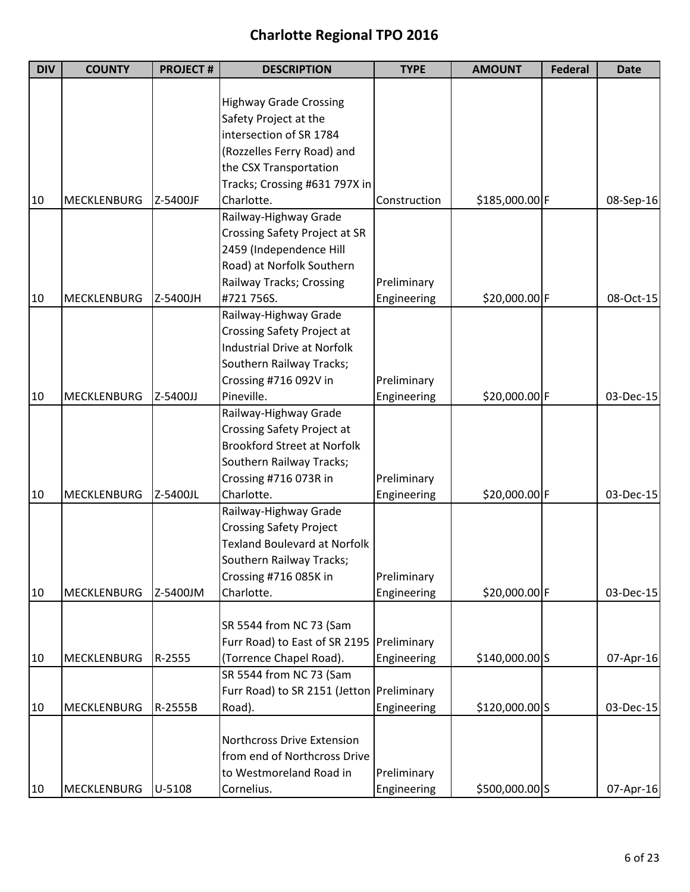# Charlotte Regional TPO 2016

| DIV | COUNTY | PROJECT # | DESCRIPTION | TYPE | AMOUNT | Federal | Date |
|---|---|---|---|---|---|---|---|
| 10 | MECKLENBURG | Z-5400JF | Highway Grade Crossing Safety Project at the intersection of SR 1784 (Rozzelles Ferry Road) and the CSX Transportation Tracks; Crossing #631 797X in Charlotte. | Construction | $185,000.00 | F | 08-Sep-16 |
| 10 | MECKLENBURG | Z-5400JH | Railway-Highway Grade Crossing Safety Project at SR 2459 (Independence Hill Road) at Norfolk Southern Railway Tracks; Crossing #721 756S. | Preliminary Engineering | $20,000.00 | F | 08-Oct-15 |
| 10 | MECKLENBURG | Z-5400JJ | Railway-Highway Grade Crossing Safety Project at Industrial Drive at Norfolk Southern Railway Tracks; Crossing #716 092V in Pineville. | Preliminary Engineering | $20,000.00 | F | 03-Dec-15 |
| 10 | MECKLENBURG | Z-5400JL | Railway-Highway Grade Crossing Safety Project at Brookford Street at Norfolk Southern Railway Tracks; Crossing #716 073R in Charlotte. | Preliminary Engineering | $20,000.00 | F | 03-Dec-15 |
| 10 | MECKLENBURG | Z-5400JM | Railway-Highway Grade Crossing Safety Project Texland Boulevard at Norfolk Southern Railway Tracks; Crossing #716 085K in Charlotte. | Preliminary Engineering | $20,000.00 | F | 03-Dec-15 |
| 10 | MECKLENBURG | R-2555 | SR 5544 from NC 73 (Sam Furr Road) to East of SR 2195 (Torrence Chapel Road). | Preliminary Engineering | $140,000.00 | S | 07-Apr-16 |
| 10 | MECKLENBURG | R-2555B | SR 5544 from NC 73 (Sam Furr Road) to SR 2151 (Jetton Road). | Preliminary Engineering | $120,000.00 | S | 03-Dec-15 |
| 10 | MECKLENBURG | U-5108 | Northcross Drive Extension from end of Northcross Drive to Westmoreland Road in Cornelius. | Preliminary Engineering | $500,000.00 | S | 07-Apr-16 |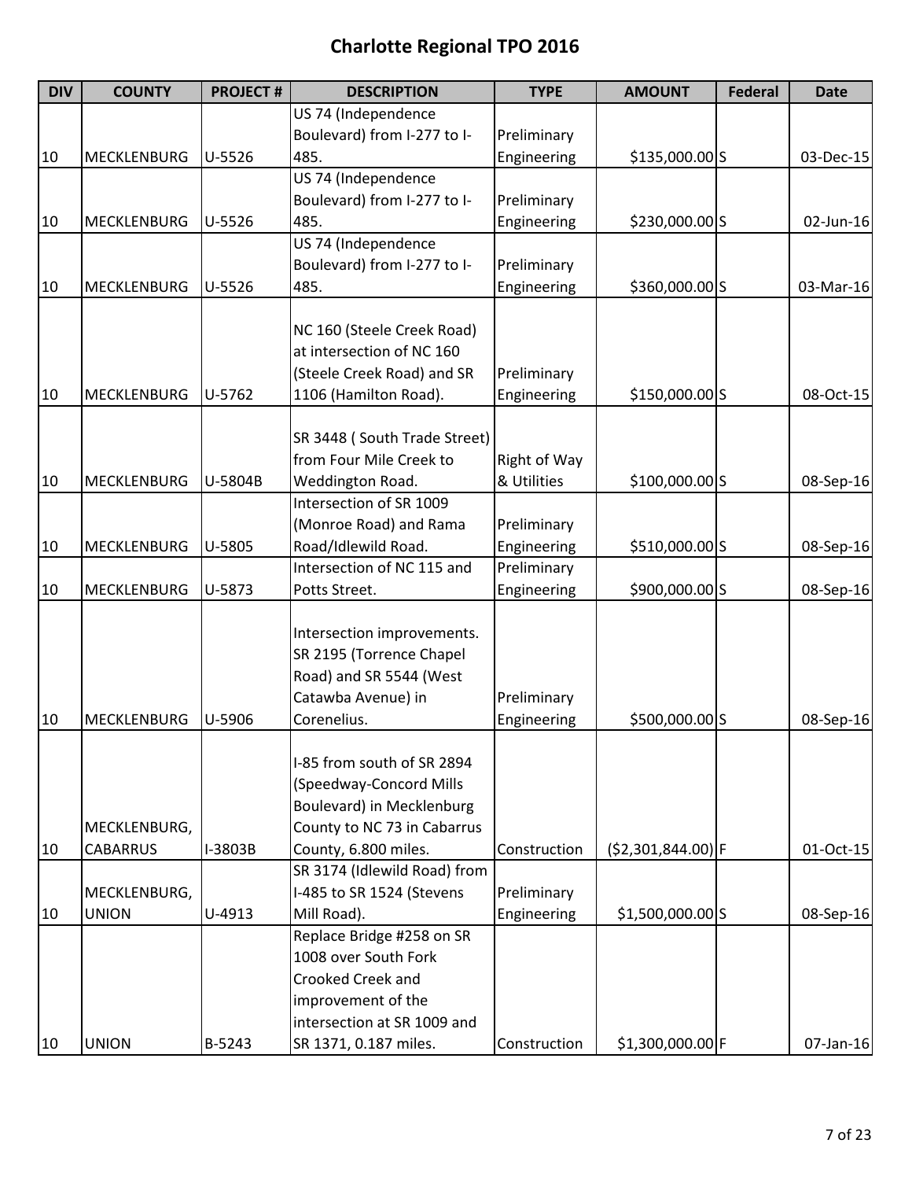# Charlotte Regional TPO 2016

| DIV | COUNTY | PROJECT # | DESCRIPTION | TYPE | AMOUNT | Federal | Date |
|---|---|---|---|---|---|---|---|
| 10 | MECKLENBURG | U-5526 | US 74 (Independence Boulevard) from I-277 to I-485. | Preliminary Engineering | $135,000.00 | S | 03-Dec-15 |
| 10 | MECKLENBURG | U-5526 | US 74 (Independence Boulevard) from I-277 to I-485. | Preliminary Engineering | $230,000.00 | S | 02-Jun-16 |
| 10 | MECKLENBURG | U-5526 | US 74 (Independence Boulevard) from I-277 to I-485. | Preliminary Engineering | $360,000.00 | S | 03-Mar-16 |
| 10 | MECKLENBURG | U-5762 | NC 160 (Steele Creek Road) at intersection of NC 160 (Steele Creek Road) and SR 1106 (Hamilton Road). | Preliminary Engineering | $150,000.00 | S | 08-Oct-15 |
| 10 | MECKLENBURG | U-5804B | SR 3448 ( South Trade Street) from Four Mile Creek to Weddington Road. | Right of Way & Utilities | $100,000.00 | S | 08-Sep-16 |
| 10 | MECKLENBURG | U-5805 | Intersection of SR 1009 (Monroe Road) and Rama Road/Idlewild Road. | Preliminary Engineering | $510,000.00 | S | 08-Sep-16 |
| 10 | MECKLENBURG | U-5873 | Intersection of NC 115 and Potts Street. | Preliminary Engineering | $900,000.00 | S | 08-Sep-16 |
| 10 | MECKLENBURG | U-5906 | Intersection improvements. SR 2195 (Torrence Chapel Road) and SR 5544 (West Catawba Avenue) in Corenelius. | Preliminary Engineering | $500,000.00 | S | 08-Sep-16 |
| 10 | MECKLENBURG, CABARRUS | I-3803B | I-85 from south of SR 2894 (Speedway-Concord Mills Boulevard) in Mecklenburg County to NC 73 in Cabarrus County, 6.800 miles. | Construction | ($2,301,844.00) | F | 01-Oct-15 |
| 10 | MECKLENBURG, UNION | U-4913 | SR 3174 (Idlewild Road) from I-485 to SR 1524 (Stevens Mill Road). | Preliminary Engineering | $1,500,000.00 | S | 08-Sep-16 |
| 10 | UNION | B-5243 | Replace Bridge #258 on SR 1008 over South Fork Crooked Creek and improvement of the intersection at SR 1009 and SR 1371, 0.187 miles. | Construction | $1,300,000.00 | F | 07-Jan-16 |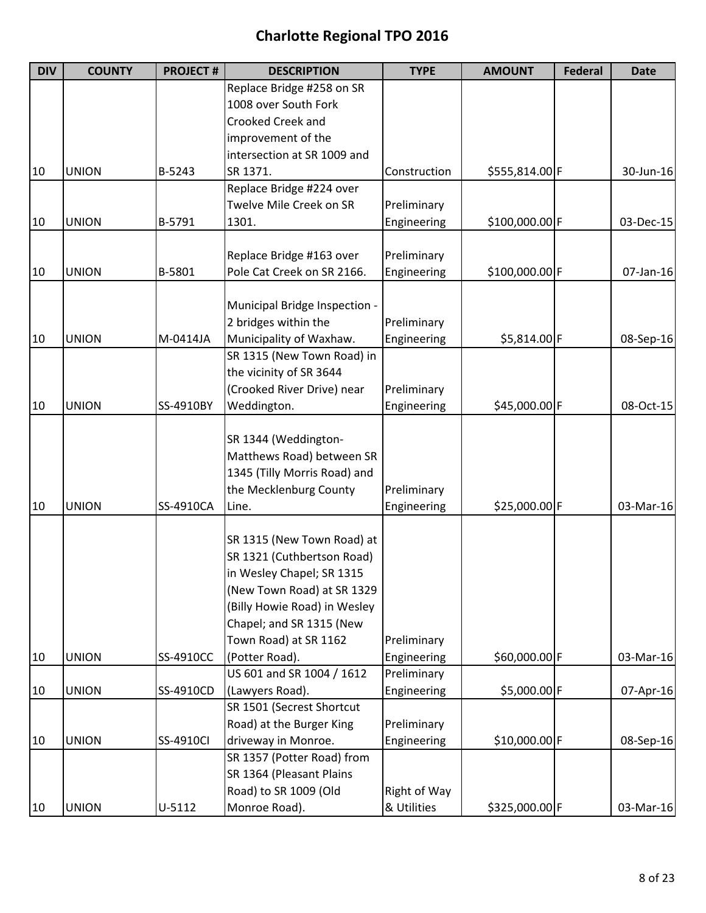# Charlotte Regional TPO 2016

| DIV | COUNTY | PROJECT # | DESCRIPTION | TYPE | AMOUNT | Federal | Date |
|---|---|---|---|---|---|---|---|
| 10 | UNION | B-5243 | Replace Bridge #258 on SR 1008 over South Fork Crooked Creek and improvement of the intersection at SR 1009 and SR 1371. | Construction | $555,814.00 | F | 30-Jun-16 |
| 10 | UNION | B-5791 | Replace Bridge #224 over Twelve Mile Creek on SR 1301. | Preliminary Engineering | $100,000.00 | F | 03-Dec-15 |
| 10 | UNION | B-5801 | Replace Bridge #163 over Pole Cat Creek on SR 2166. | Preliminary Engineering | $100,000.00 | F | 07-Jan-16 |
| 10 | UNION | M-0414JA | Municipal Bridge Inspection - 2 bridges within the Municipality of Waxhaw. | Preliminary Engineering | $5,814.00 | F | 08-Sep-16 |
| 10 | UNION | SS-4910BY | SR 1315 (New Town Road) in the vicinity of SR 3644 (Crooked River Drive) near Weddington. | Preliminary Engineering | $45,000.00 | F | 08-Oct-15 |
| 10 | UNION | SS-4910CA | SR 1344 (Weddington-Matthews Road) between SR 1345 (Tilly Morris Road) and the Mecklenburg County Line. | Preliminary Engineering | $25,000.00 | F | 03-Mar-16 |
| 10 | UNION | SS-4910CC | SR 1315 (New Town Road) at SR 1321 (Cuthbertson Road) in Wesley Chapel; SR 1315 (New Town Road) at SR 1329 (Billy Howie Road) in Wesley Chapel; and SR 1315 (New Town Road) at SR 1162 (Potter Road). | Preliminary Engineering | $60,000.00 | F | 03-Mar-16 |
| 10 | UNION | SS-4910CD | US 601 and SR 1004 / 1612 (Lawyers Road). | Preliminary Engineering | $5,000.00 | F | 07-Apr-16 |
| 10 | UNION | SS-4910CI | SR 1501 (Secrest Shortcut Road) at the Burger King driveway in Monroe. | Preliminary Engineering | $10,000.00 | F | 08-Sep-16 |
| 10 | UNION | U-5112 | SR 1357 (Potter Road) from SR 1364 (Pleasant Plains Road) to SR 1009 (Old Monroe Road). | Right of Way & Utilities | $325,000.00 | F | 03-Mar-16 |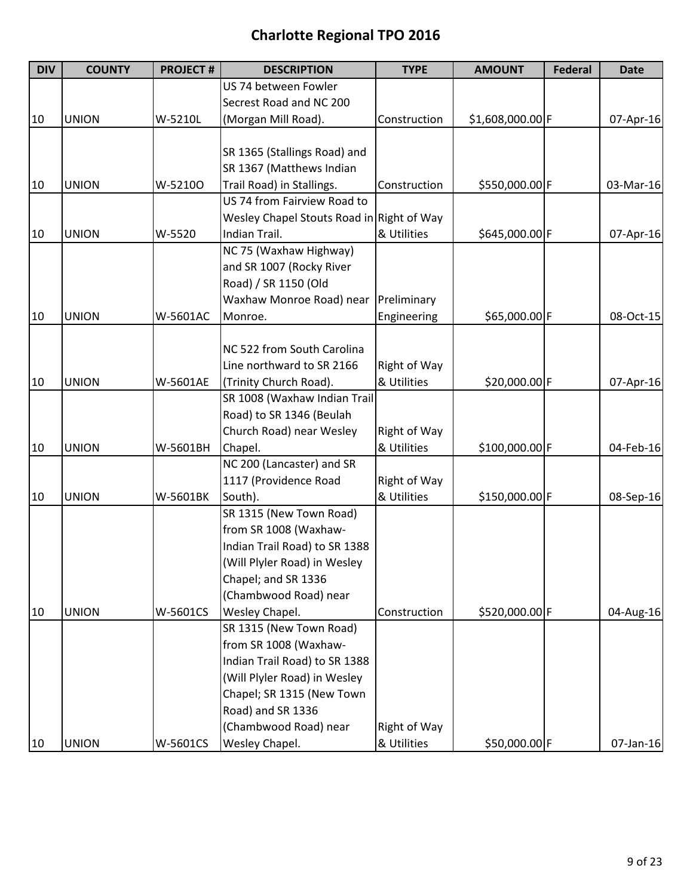# Charlotte Regional TPO 2016

| DIV | COUNTY | PROJECT # | DESCRIPTION | TYPE | AMOUNT | Federal | Date |
|---|---|---|---|---|---|---|---|
| 10 | UNION | W-5210L | US 74 between Fowler Secrest Road and NC 200 (Morgan Mill Road). | Construction | $1,608,000.00 | F | 07-Apr-16 |
| 10 | UNION | W-5210O | SR 1365 (Stallings Road) and SR 1367 (Matthews Indian Trail Road) in Stallings. | Construction | $550,000.00 | F | 03-Mar-16 |
| 10 | UNION | W-5520 | US 74 from Fairview Road to Wesley Chapel Stouts Road in Indian Trail. | Right of Way & Utilities | $645,000.00 | F | 07-Apr-16 |
| 10 | UNION | W-5601AC | NC 75 (Waxhaw Highway) and SR 1007 (Rocky River Road) / SR 1150 (Old Waxhaw Monroe Road) near Monroe. | Preliminary Engineering | $65,000.00 | F | 08-Oct-15 |
| 10 | UNION | W-5601AE | NC 522 from South Carolina Line northward to SR 2166 (Trinity Church Road). | Right of Way & Utilities | $20,000.00 | F | 07-Apr-16 |
| 10 | UNION | W-5601BH | SR 1008 (Waxhaw Indian Trail Road) to SR 1346 (Beulah Church Road) near Wesley Chapel. | Right of Way & Utilities | $100,000.00 | F | 04-Feb-16 |
| 10 | UNION | W-5601BK | NC 200 (Lancaster) and SR 1117 (Providence Road South). | Right of Way & Utilities | $150,000.00 | F | 08-Sep-16 |
| 10 | UNION | W-5601CS | SR 1315 (New Town Road) from SR 1008 (Waxhaw-Indian Trail Road) to SR 1388 (Will Plyler Road) in Wesley Chapel; and SR 1336 (Chambwood Road) near Wesley Chapel. | Construction | $520,000.00 | F | 04-Aug-16 |
| 10 | UNION | W-5601CS | SR 1315 (New Town Road) from SR 1008 (Waxhaw-Indian Trail Road) to SR 1388 (Will Plyler Road) in Wesley Chapel; SR 1315 (New Town Road) and SR 1336 (Chambwood Road) near Wesley Chapel. | Right of Way & Utilities | $50,000.00 | F | 07-Jan-16 |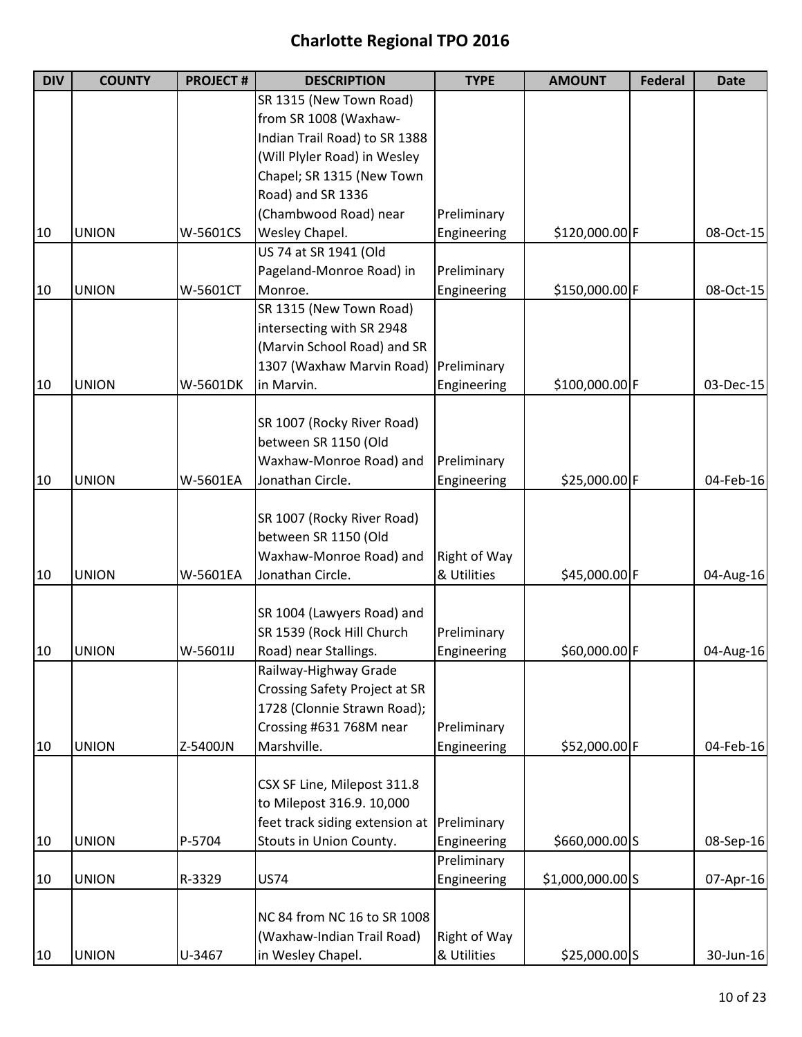# Charlotte Regional TPO 2016

| DIV | COUNTY | PROJECT # | DESCRIPTION | TYPE | AMOUNT | Federal | Date |
|---|---|---|---|---|---|---|---|
| 10 | UNION | W-5601CS | SR 1315 (New Town Road) from SR 1008 (Waxhaw-Indian Trail Road) to SR 1388 (Will Plyler Road) in Wesley Chapel; SR 1315 (New Town Road) and SR 1336 (Chambwood Road) near Wesley Chapel. | Preliminary Engineering | $120,000.00 | F | 08-Oct-15 |
| 10 | UNION | W-5601CT | US 74 at SR 1941 (Old Pageland-Monroe Road) in Monroe. | Preliminary Engineering | $150,000.00 | F | 08-Oct-15 |
| 10 | UNION | W-5601DK | SR 1315 (New Town Road) intersecting with SR 2948 (Marvin School Road) and SR 1307 (Waxhaw Marvin Road) in Marvin. | Preliminary Engineering | $100,000.00 | F | 03-Dec-15 |
| 10 | UNION | W-5601EA | SR 1007 (Rocky River Road) between SR 1150 (Old Waxhaw-Monroe Road) and Jonathan Circle. | Preliminary Engineering | $25,000.00 | F | 04-Feb-16 |
| 10 | UNION | W-5601EA | SR 1007 (Rocky River Road) between SR 1150 (Old Waxhaw-Monroe Road) and Jonathan Circle. | Right of Way & Utilities | $45,000.00 | F | 04-Aug-16 |
| 10 | UNION | W-5601IJ | SR 1004 (Lawyers Road) and SR 1539 (Rock Hill Church Road) near Stallings. | Preliminary Engineering | $60,000.00 | F | 04-Aug-16 |
| 10 | UNION | Z-5400JN | Railway-Highway Grade Crossing Safety Project at SR 1728 (Clonnie Strawn Road); Crossing #631 768M near Marshville. | Preliminary Engineering | $52,000.00 | F | 04-Feb-16 |
| 10 | UNION | P-5704 | CSX SF Line, Milepost 311.8 to Milepost 316.9. 10,000 feet track siding extension at Stouts in Union County. | Preliminary Engineering | $660,000.00 | S | 08-Sep-16 |
| 10 | UNION | R-3329 | US74 | Preliminary Engineering | $1,000,000.00 | S | 07-Apr-16 |
| 10 | UNION | U-3467 | NC 84 from NC 16 to SR 1008 (Waxhaw-Indian Trail Road) in Wesley Chapel. | Right of Way & Utilities | $25,000.00 | S | 30-Jun-16 |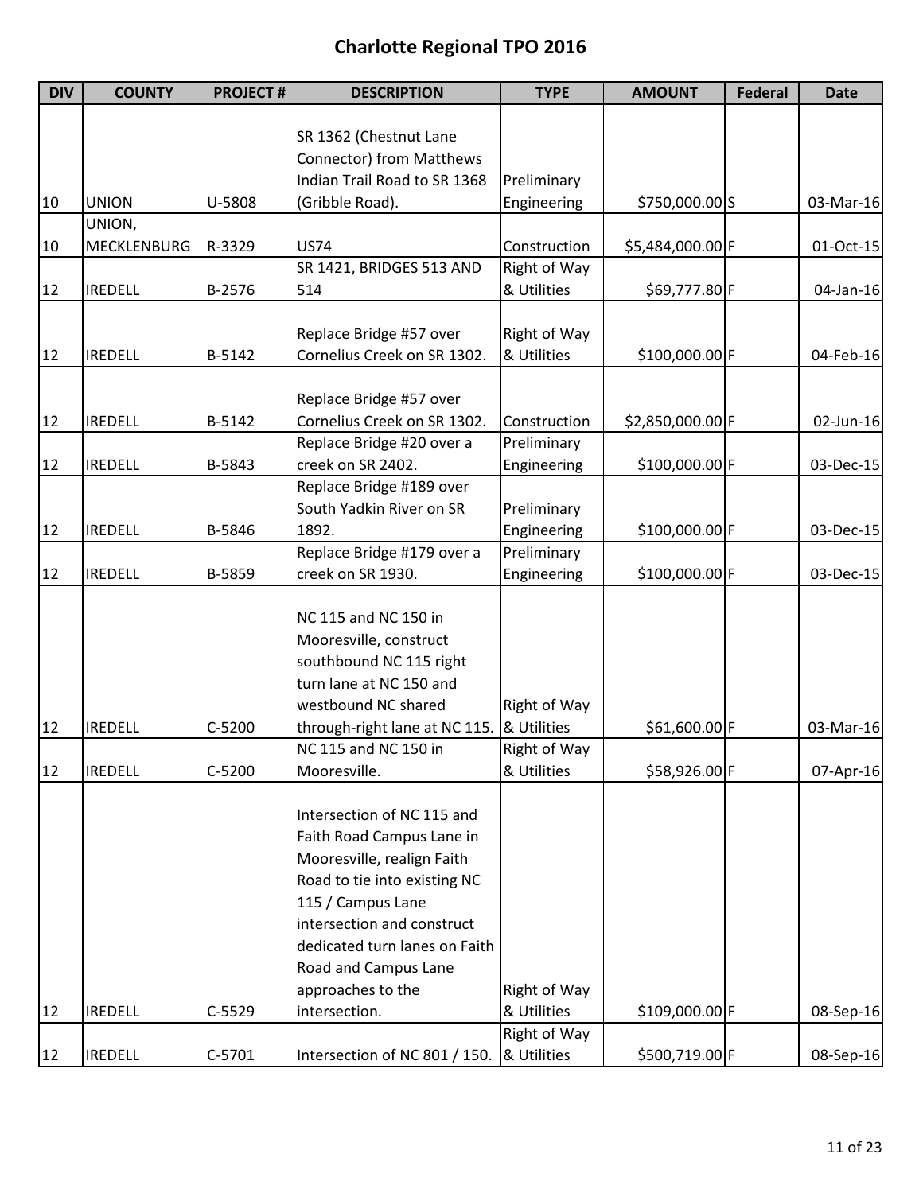# Charlotte Regional TPO 2016

| DIV | COUNTY | PROJECT # | DESCRIPTION | TYPE | AMOUNT | Federal | Date |
|---|---|---|---|---|---|---|---|
| 10 | UNION | U-5808 | SR 1362 (Chestnut Lane Connector) from Matthews Indian Trail Road to SR 1368 (Gribble Road). | Preliminary Engineering | $750,000.00 | S | 03-Mar-16 |
| 10 | UNION, MECKLENBURG | R-3329 | US74 | Construction | $5,484,000.00 | F | 01-Oct-15 |
| 12 | IREDELL | B-2576 | SR 1421, BRIDGES 513 AND 514 | Right of Way & Utilities | $69,777.80 | F | 04-Jan-16 |
| 12 | IREDELL | B-5142 | Replace Bridge #57 over Cornelius Creek on SR 1302. | Right of Way & Utilities | $100,000.00 | F | 04-Feb-16 |
| 12 | IREDELL | B-5142 | Replace Bridge #57 over Cornelius Creek on SR 1302. | Construction | $2,850,000.00 | F | 02-Jun-16 |
| 12 | IREDELL | B-5843 | Replace Bridge #20 over a creek on SR 2402. | Preliminary Engineering | $100,000.00 | F | 03-Dec-15 |
| 12 | IREDELL | B-5846 | Replace Bridge #189 over South Yadkin River on SR 1892. | Preliminary Engineering | $100,000.00 | F | 03-Dec-15 |
| 12 | IREDELL | B-5859 | Replace Bridge #179 over a creek on SR 1930. | Preliminary Engineering | $100,000.00 | F | 03-Dec-15 |
| 12 | IREDELL | C-5200 | NC 115 and NC 150 in Mooresville, construct southbound NC 115 right turn lane at NC 150 and westbound NC shared through-right lane at NC 115. | Right of Way & Utilities | $61,600.00 | F | 03-Mar-16 |
| 12 | IREDELL | C-5200 | NC 115 and NC 150 in Mooresville. | Right of Way & Utilities | $58,926.00 | F | 07-Apr-16 |
| 12 | IREDELL | C-5529 | Intersection of NC 115 and Faith Road Campus Lane in Mooresville, realign Faith Road to tie into existing NC 115 / Campus Lane intersection and construct dedicated turn lanes on Faith Road and Campus Lane approaches to the intersection. | Right of Way & Utilities | $109,000.00 | F | 08-Sep-16 |
| 12 | IREDELL | C-5701 | Intersection of NC 801 / 150. | Right of Way & Utilities | $500,719.00 | F | 08-Sep-16 |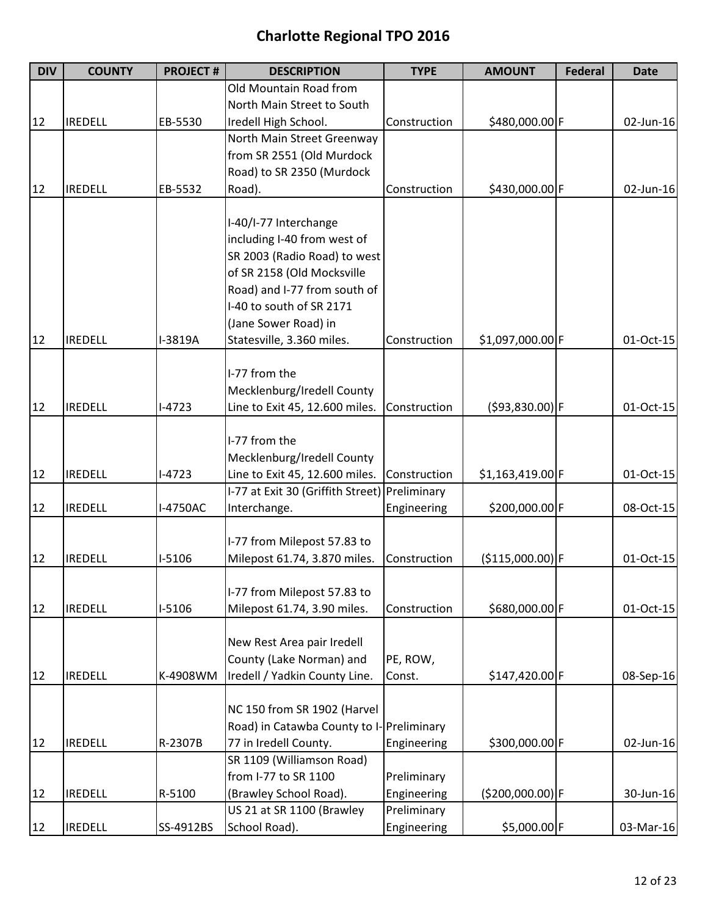# Charlotte Regional TPO 2016

| DIV | COUNTY | PROJECT # | DESCRIPTION | TYPE | AMOUNT | Federal | Date |
|---|---|---|---|---|---|---|---|
| 12 | IREDELL | EB-5530 | Old Mountain Road from North Main Street to South Iredell High School. | Construction | $480,000.00 | F | 02-Jun-16 |
| 12 | IREDELL | EB-5532 | North Main Street Greenway from SR 2551 (Old Murdock Road) to SR 2350 (Murdock Road). | Construction | $430,000.00 | F | 02-Jun-16 |
| 12 | IREDELL | I-3819A | I-40/I-77 Interchange including I-40 from west of SR 2003 (Radio Road) to west of SR 2158 (Old Mocksville Road) and I-77 from south of I-40 to south of SR 2171 (Jane Sower Road) in Statesville, 3.360 miles. | Construction | $1,097,000.00 | F | 01-Oct-15 |
| 12 | IREDELL | I-4723 | I-77 from the Mecklenburg/Iredell County Line to Exit 45, 12.600 miles. | Construction | ($93,830.00) | F | 01-Oct-15 |
| 12 | IREDELL | I-4723 | I-77 from the Mecklenburg/Iredell County Line to Exit 45, 12.600 miles. | Construction | $1,163,419.00 | F | 01-Oct-15 |
| 12 | IREDELL | I-4750AC | I-77 at Exit 30 (Griffith Street) Interchange. | Preliminary Engineering | $200,000.00 | F | 08-Oct-15 |
| 12 | IREDELL | I-5106 | I-77 from Milepost 57.83 to Milepost 61.74, 3.870 miles. | Construction | ($115,000.00) | F | 01-Oct-15 |
| 12 | IREDELL | I-5106 | I-77 from Milepost 57.83 to Milepost 61.74, 3.90 miles. | Construction | $680,000.00 | F | 01-Oct-15 |
| 12 | IREDELL | K-4908WM | New Rest Area pair Iredell County (Lake Norman) and Iredell / Yadkin County Line. | PE, ROW, Const. | $147,420.00 | F | 08-Sep-16 |
| 12 | IREDELL | R-2307B | NC 150 from SR 1902 (Harvel Road) in Catawba County to I-77 in Iredell County. | Preliminary Engineering | $300,000.00 | F | 02-Jun-16 |
| 12 | IREDELL | R-5100 | SR 1109 (Williamson Road) from I-77 to SR 1100 (Brawley School Road). | Preliminary Engineering | ($200,000.00) | F | 30-Jun-16 |
| 12 | IREDELL | SS-4912BS | US 21 at SR 1100 (Brawley School Road). | Preliminary Engineering | $5,000.00 | F | 03-Mar-16 |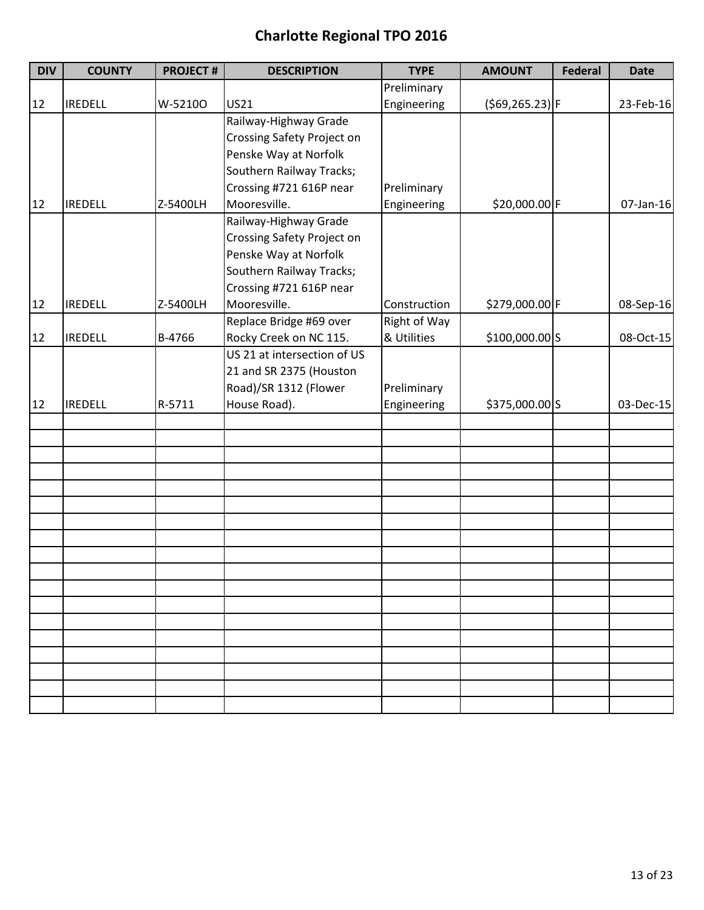# Charlotte Regional TPO 2016

| DIV | COUNTY | PROJECT # | DESCRIPTION | TYPE | AMOUNT | Federal | Date |
|---|---|---|---|---|---|---|---|
| 12 | IREDELL | W-5210O | US21 | Preliminary Engineering | ($69,265.23) | F | 23-Feb-16 |
| 12 | IREDELL | Z-5400LH | Railway-Highway Grade Crossing Safety Project on Penske Way at Norfolk Southern Railway Tracks; Crossing #721 616P near Mooresville. | Preliminary Engineering | $20,000.00 | F | 07-Jan-16 |
| 12 | IREDELL | Z-5400LH | Railway-Highway Grade Crossing Safety Project on Penske Way at Norfolk Southern Railway Tracks; Crossing #721 616P near Mooresville. | Construction | $279,000.00 | F | 08-Sep-16 |
| 12 | IREDELL | B-4766 | Replace Bridge #69 over Rocky Creek on NC 115. | Right of Way & Utilities | $100,000.00 | S | 08-Oct-15 |
| 12 | IREDELL | R-5711 | US 21 at intersection of US 21 and SR 2375 (Houston Road)/SR 1312 (Flower House Road). | Preliminary Engineering | $375,000.00 | S | 03-Dec-15 |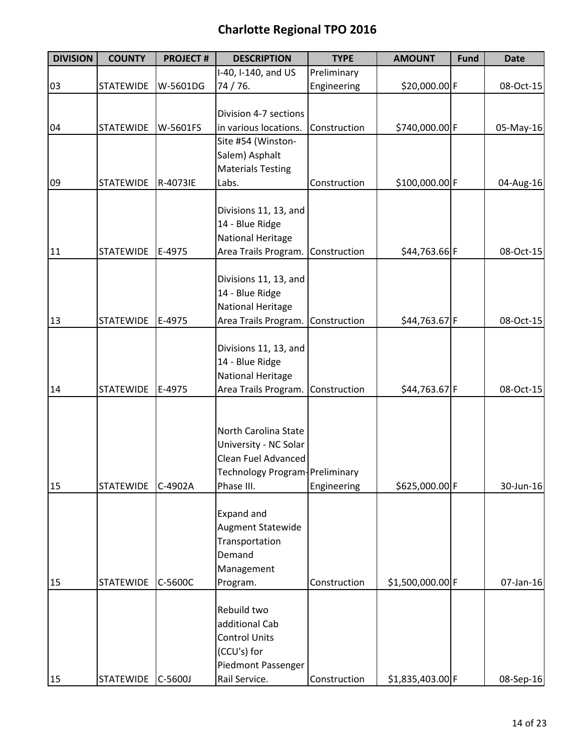# Charlotte Regional TPO 2016

| DIVISION | COUNTY | PROJECT # | DESCRIPTION | TYPE | AMOUNT | Fund | Date |
|---|---|---|---|---|---|---|---|
| 03 | STATEWIDE | W-5601DG | I-40, I-140, and US 74 / 76. | Preliminary Engineering | $20,000.00 | F | 08-Oct-15 |
| 04 | STATEWIDE | W-5601FS | Division 4-7 sections in various locations. | Construction | $740,000.00 | F | 05-May-16 |
| 09 | STATEWIDE | R-4073IE | Site #54 (Winston-Salem) Asphalt Materials Testing Labs. | Construction | $100,000.00 | F | 04-Aug-16 |
| 11 | STATEWIDE | E-4975 | Divisions 11, 13, and 14 - Blue Ridge National Heritage Area Trails Program. | Construction | $44,763.66 | F | 08-Oct-15 |
| 13 | STATEWIDE | E-4975 | Divisions 11, 13, and 14 - Blue Ridge National Heritage Area Trails Program. | Construction | $44,763.67 | F | 08-Oct-15 |
| 14 | STATEWIDE | E-4975 | Divisions 11, 13, and 14 - Blue Ridge National Heritage Area Trails Program. | Construction | $44,763.67 | F | 08-Oct-15 |
| 15 | STATEWIDE | C-4902A | North Carolina State University - NC Solar Clean Fuel Advanced Technology Program-Phase III. | Preliminary Engineering | $625,000.00 | F | 30-Jun-16 |
| 15 | STATEWIDE | C-5600C | Expand and Augment Statewide Transportation Demand Management Program. | Construction | $1,500,000.00 | F | 07-Jan-16 |
| 15 | STATEWIDE | C-5600J | Rebuild two additional Cab Control Units (CCU's) for Piedmont Passenger Rail Service. | Construction | $1,835,403.00 | F | 08-Sep-16 |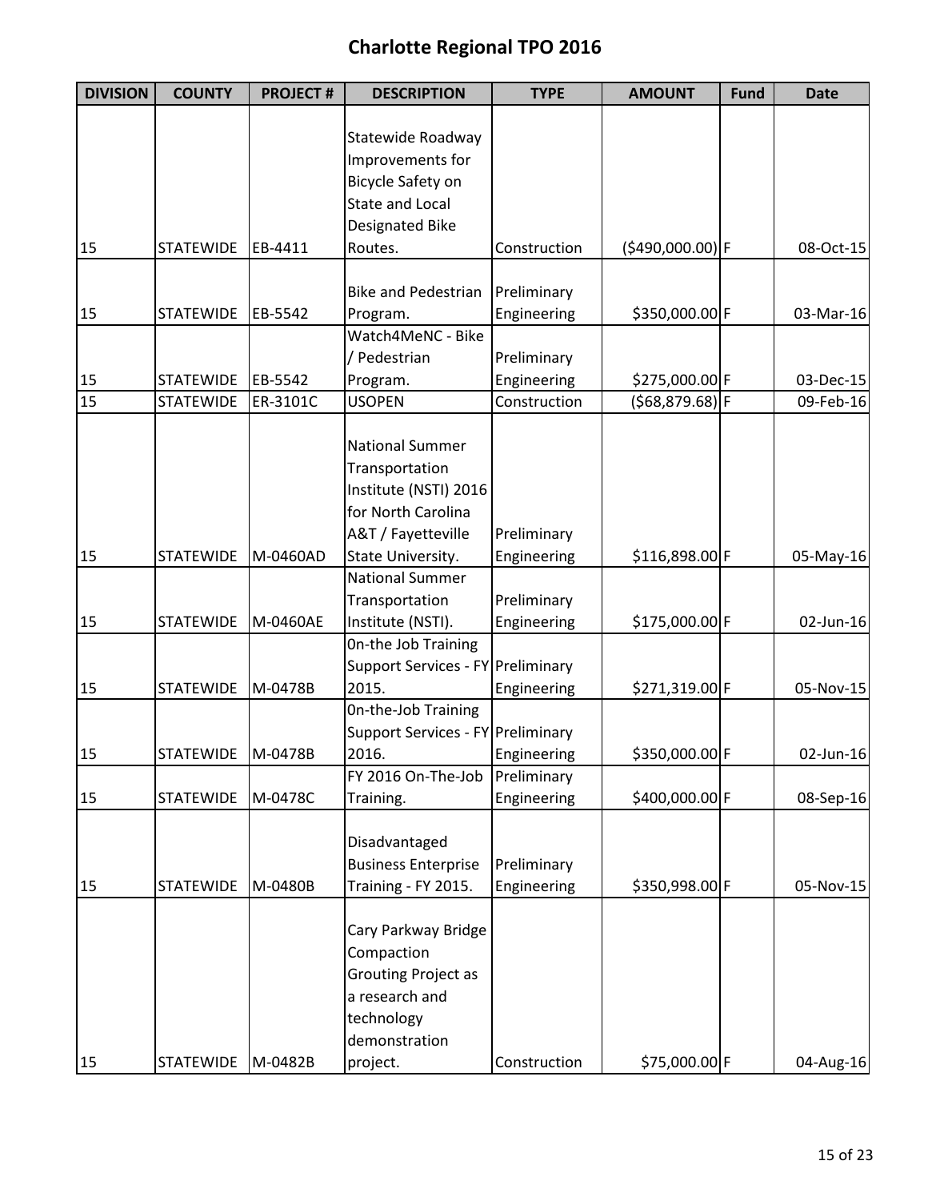# Charlotte Regional TPO 2016

| DIVISION | COUNTY | PROJECT # | DESCRIPTION | TYPE | AMOUNT | Fund | Date |
|---|---|---|---|---|---|---|---|
| 15 | STATEWIDE | EB-4411 | Statewide Roadway Improvements for Bicycle Safety on State and Local Designated Bike Routes. | Construction | ($490,000.00) | F | 08-Oct-15 |
| 15 | STATEWIDE | EB-5542 | Bike and Pedestrian Program. | Preliminary Engineering | $350,000.00 | F | 03-Mar-16 |
| 15 | STATEWIDE | EB-5542 | Watch4MeNC - Bike / Pedestrian Program. | Preliminary Engineering | $275,000.00 | F | 03-Dec-15 |
| 15 | STATEWIDE | ER-3101C | USOPEN | Construction | ($68,879.68) | F | 09-Feb-16 |
| 15 | STATEWIDE | M-0460AD | National Summer Transportation Institute (NSTI) 2016 for North Carolina A&T / Fayetteville State University. | Preliminary Engineering | $116,898.00 | F | 05-May-16 |
| 15 | STATEWIDE | M-0460AE | National Summer Transportation Institute (NSTI). | Preliminary Engineering | $175,000.00 | F | 02-Jun-16 |
| 15 | STATEWIDE | M-0478B | 0n-the Job Training Support Services - FY 2015. | Preliminary Engineering | $271,319.00 | F | 05-Nov-15 |
| 15 | STATEWIDE | M-0478B | 0n-the-Job Training Support Services - FY 2016. | Preliminary Engineering | $350,000.00 | F | 02-Jun-16 |
| 15 | STATEWIDE | M-0478C | FY 2016 On-The-Job Training. | Preliminary Engineering | $400,000.00 | F | 08-Sep-16 |
| 15 | STATEWIDE | M-0480B | Disadvantaged Business Enterprise Training - FY 2015. | Preliminary Engineering | $350,998.00 | F | 05-Nov-15 |
| 15 | STATEWIDE | M-0482B | Cary Parkway Bridge Compaction Grouting Project as a research and technology demonstration project. | Construction | $75,000.00 | F | 04-Aug-16 |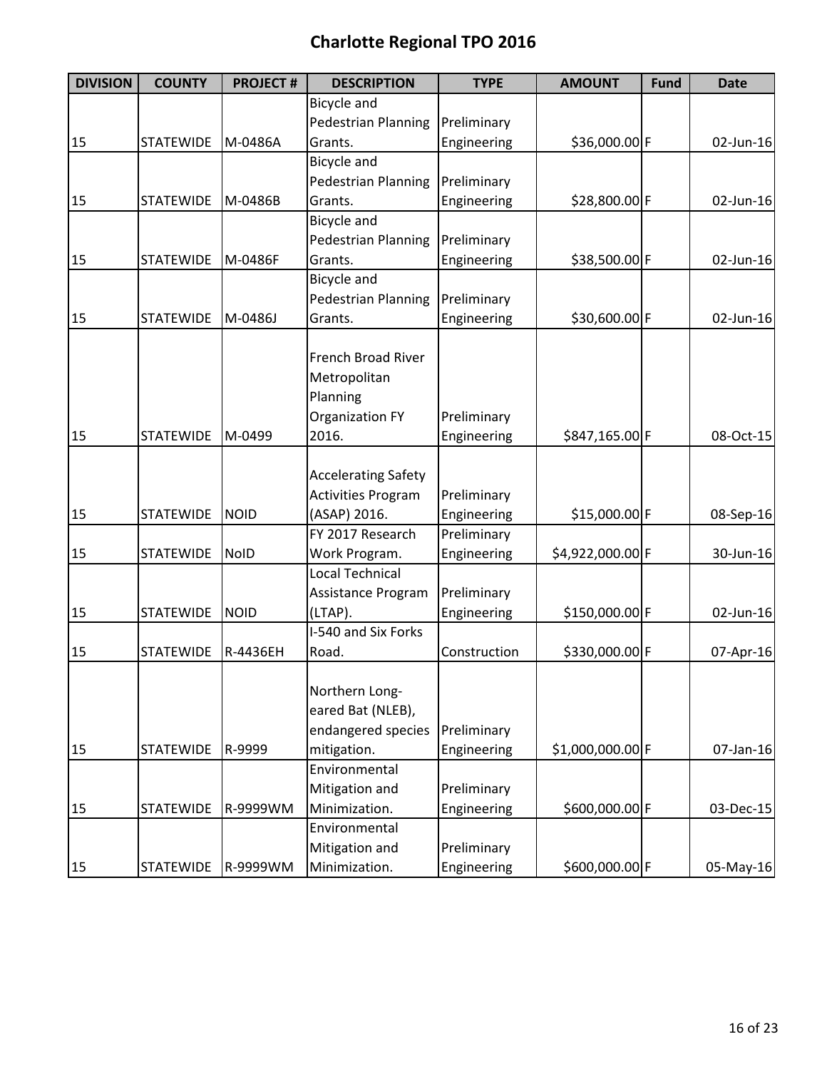# Charlotte Regional TPO 2016

| DIVISION | COUNTY | PROJECT # | DESCRIPTION | TYPE | AMOUNT | Fund | Date |
|---|---|---|---|---|---|---|---|
| 15 | STATEWIDE | M-0486A | Bicycle and Pedestrian Planning Grants. | Preliminary Engineering | $36,000.00 | F | 02-Jun-16 |
| 15 | STATEWIDE | M-0486B | Bicycle and Pedestrian Planning Grants. | Preliminary Engineering | $28,800.00 | F | 02-Jun-16 |
| 15 | STATEWIDE | M-0486F | Bicycle and Pedestrian Planning Grants. | Preliminary Engineering | $38,500.00 | F | 02-Jun-16 |
| 15 | STATEWIDE | M-0486J | Bicycle and Pedestrian Planning Grants. | Preliminary Engineering | $30,600.00 | F | 02-Jun-16 |
| 15 | STATEWIDE | M-0499 | French Broad River Metropolitan Planning Organization FY 2016. | Preliminary Engineering | $847,165.00 | F | 08-Oct-15 |
| 15 | STATEWIDE | NOID | Accelerating Safety Activities Program (ASAP) 2016. | Preliminary Engineering | $15,000.00 | F | 08-Sep-16 |
| 15 | STATEWIDE | NoID | FY 2017 Research Work Program. | Preliminary Engineering | $4,922,000.00 | F | 30-Jun-16 |
| 15 | STATEWIDE | NOID | Local Technical Assistance Program (LTAP). | Preliminary Engineering | $150,000.00 | F | 02-Jun-16 |
| 15 | STATEWIDE | R-4436EH | I-540 and Six Forks Road. | Construction | $330,000.00 | F | 07-Apr-16 |
| 15 | STATEWIDE | R-9999 | Northern Long-eared Bat (NLEB), endangered species mitigation. | Preliminary Engineering | $1,000,000.00 | F | 07-Jan-16 |
| 15 | STATEWIDE | R-9999WM | Environmental Mitigation and Minimization. | Preliminary Engineering | $600,000.00 | F | 03-Dec-15 |
| 15 | STATEWIDE | R-9999WM | Environmental Mitigation and Minimization. | Preliminary Engineering | $600,000.00 | F | 05-May-16 |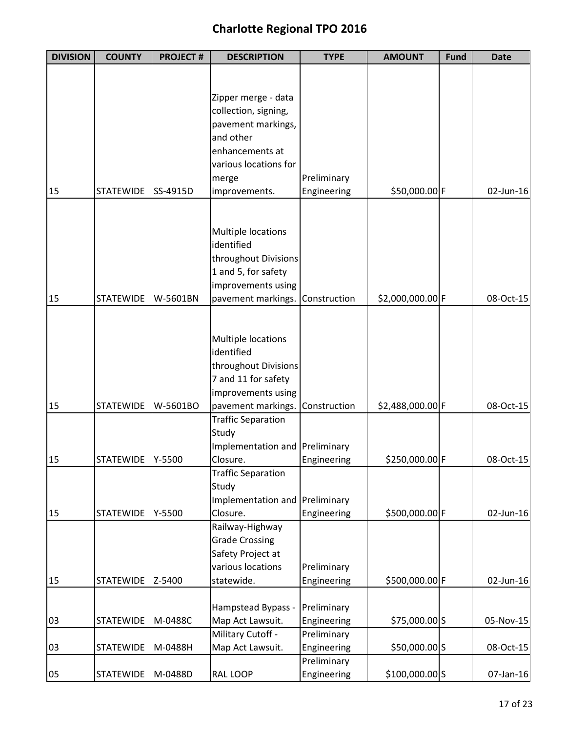# Charlotte Regional TPO 2016

| DIVISION | COUNTY | PROJECT # | DESCRIPTION | TYPE | AMOUNT | Fund | Date |
|---|---|---|---|---|---|---|---|
| 15 | STATEWIDE | SS-4915D | Zipper merge - data collection, signing, pavement markings, and other enhancements at various locations for merge improvements. | Preliminary Engineering | $50,000.00 | F | 02-Jun-16 |
| 15 | STATEWIDE | W-5601BN | Multiple locations identified throughout Divisions 1 and 5, for safety improvements using pavement markings. | Construction | $2,000,000.00 | F | 08-Oct-15 |
| 15 | STATEWIDE | W-5601BO | Multiple locations identified throughout Divisions 7 and 11 for safety improvements using pavement markings. | Construction | $2,488,000.00 | F | 08-Oct-15 |
| 15 | STATEWIDE | Y-5500 | Traffic Separation Study Implementation and Closure. | Preliminary Engineering | $250,000.00 | F | 08-Oct-15 |
| 15 | STATEWIDE | Y-5500 | Traffic Separation Study Implementation and Closure. | Preliminary Engineering | $500,000.00 | F | 02-Jun-16 |
| 15 | STATEWIDE | Z-5400 | Railway-Highway Grade Crossing Safety Project at various locations statewide. | Preliminary Engineering | $500,000.00 | F | 02-Jun-16 |
| 03 | STATEWIDE | M-0488C | Hampstead Bypass - Map Act Lawsuit. | Preliminary Engineering | $75,000.00 | S | 05-Nov-15 |
| 03 | STATEWIDE | M-0488H | Military Cutoff - Map Act Lawsuit. | Preliminary Engineering | $50,000.00 | S | 08-Oct-15 |
| 05 | STATEWIDE | M-0488D | RAL LOOP | Preliminary Engineering | $100,000.00 | S | 07-Jan-16 |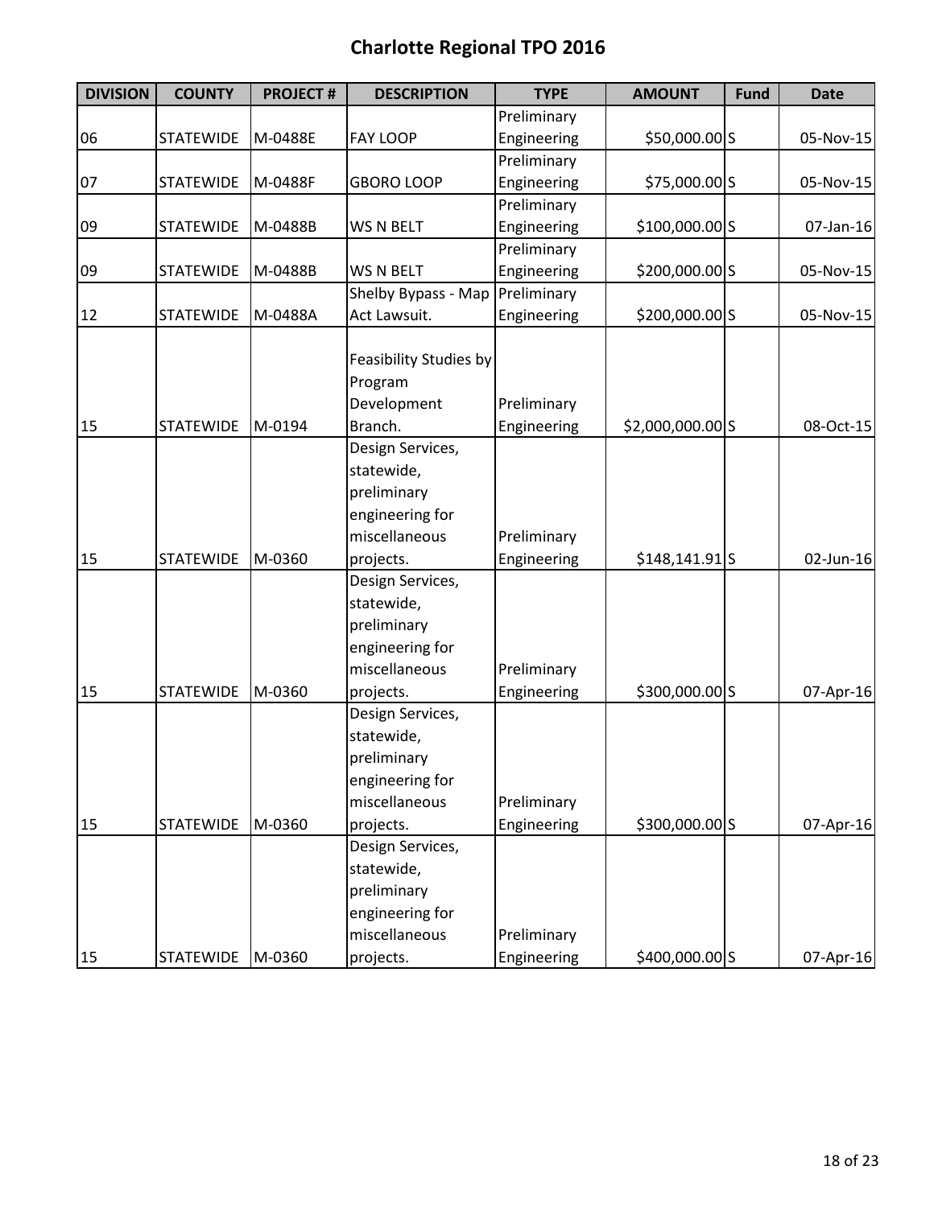# Charlotte Regional TPO 2016

| DIVISION | COUNTY | PROJECT # | DESCRIPTION | TYPE | AMOUNT | Fund | Date |
|---|---|---|---|---|---|---|---|
| 06 | STATEWIDE | M-0488E | FAY LOOP | Preliminary Engineering | $50,000.00 | S | 05-Nov-15 |
| 07 | STATEWIDE | M-0488F | GBORO LOOP | Preliminary Engineering | $75,000.00 | S | 05-Nov-15 |
| 09 | STATEWIDE | M-0488B | WS N BELT | Preliminary Engineering | $100,000.00 | S | 07-Jan-16 |
| 09 | STATEWIDE | M-0488B | WS N BELT | Preliminary Engineering | $200,000.00 | S | 05-Nov-15 |
| 12 | STATEWIDE | M-0488A | Shelby Bypass - Map Act Lawsuit. | Preliminary Engineering | $200,000.00 | S | 05-Nov-15 |
| 15 | STATEWIDE | M-0194 | Feasibility Studies by Program Development Branch. | Preliminary Engineering | $2,000,000.00 | S | 08-Oct-15 |
| 15 | STATEWIDE | M-0360 | Design Services, statewide, preliminary engineering for miscellaneous projects. | Preliminary Engineering | $148,141.91 | S | 02-Jun-16 |
| 15 | STATEWIDE | M-0360 | Design Services, statewide, preliminary engineering for miscellaneous projects. | Preliminary Engineering | $300,000.00 | S | 07-Apr-16 |
| 15 | STATEWIDE | M-0360 | Design Services, statewide, preliminary engineering for miscellaneous projects. | Preliminary Engineering | $300,000.00 | S | 07-Apr-16 |
| 15 | STATEWIDE | M-0360 | Design Services, statewide, preliminary engineering for miscellaneous projects. | Preliminary Engineering | $400,000.00 | S | 07-Apr-16 |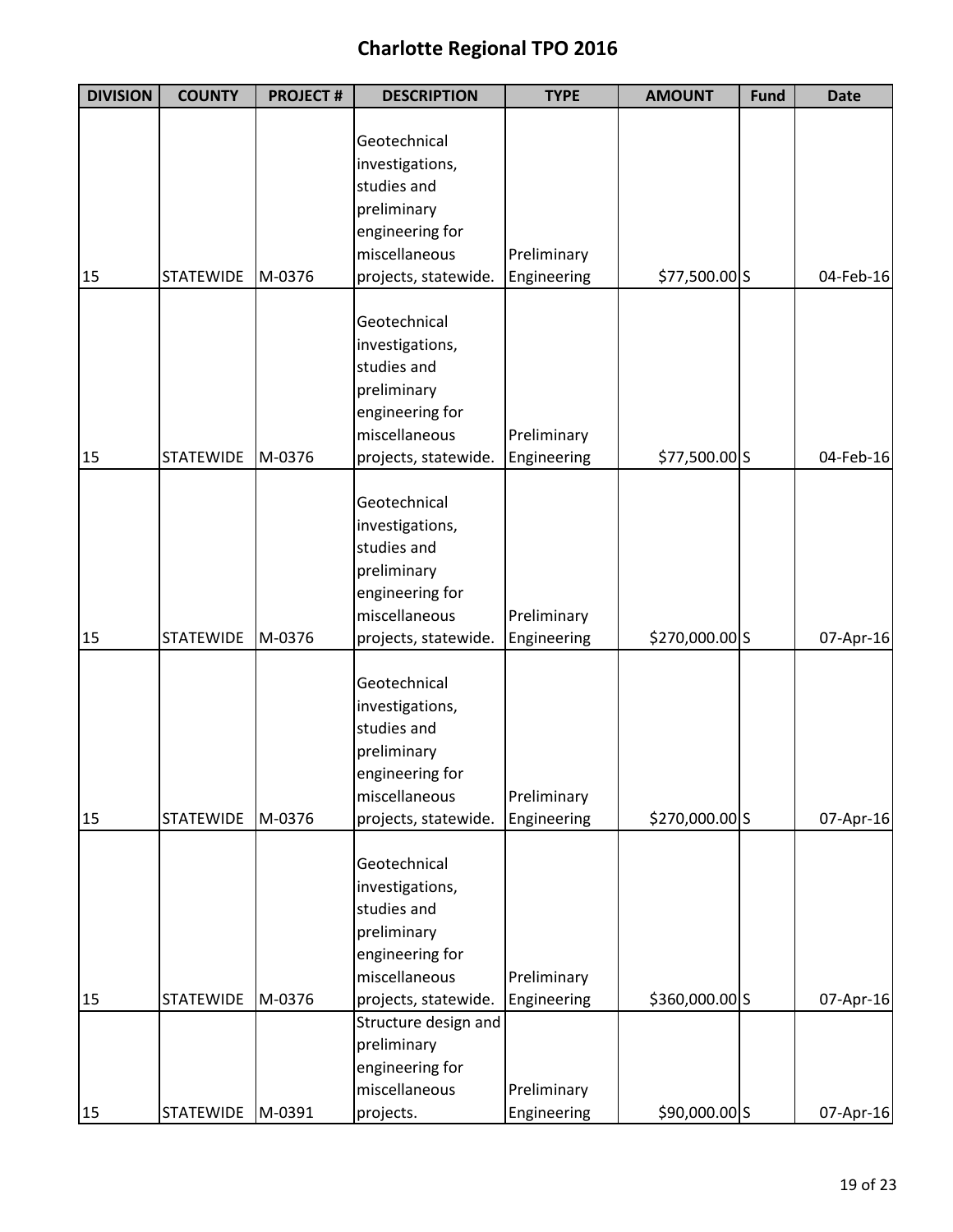# Charlotte Regional TPO 2016

| DIVISION | COUNTY | PROJECT # | DESCRIPTION | TYPE | AMOUNT | Fund | Date |
|---|---|---|---|---|---|---|---|
| 15 | STATEWIDE | M-0376 | Geotechnical investigations, studies and preliminary engineering for miscellaneous projects, statewide. | Preliminary Engineering | $77,500.00 | S | 04-Feb-16 |
| 15 | STATEWIDE | M-0376 | Geotechnical investigations, studies and preliminary engineering for miscellaneous projects, statewide. | Preliminary Engineering | $77,500.00 | S | 04-Feb-16 |
| 15 | STATEWIDE | M-0376 | Geotechnical investigations, studies and preliminary engineering for miscellaneous projects, statewide. | Preliminary Engineering | $270,000.00 | S | 07-Apr-16 |
| 15 | STATEWIDE | M-0376 | Geotechnical investigations, studies and preliminary engineering for miscellaneous projects, statewide. | Preliminary Engineering | $270,000.00 | S | 07-Apr-16 |
| 15 | STATEWIDE | M-0376 | Geotechnical investigations, studies and preliminary engineering for miscellaneous projects, statewide. | Preliminary Engineering | $360,000.00 | S | 07-Apr-16 |
| 15 | STATEWIDE | M-0391 | Structure design and preliminary engineering for miscellaneous projects. | Preliminary Engineering | $90,000.00 | S | 07-Apr-16 |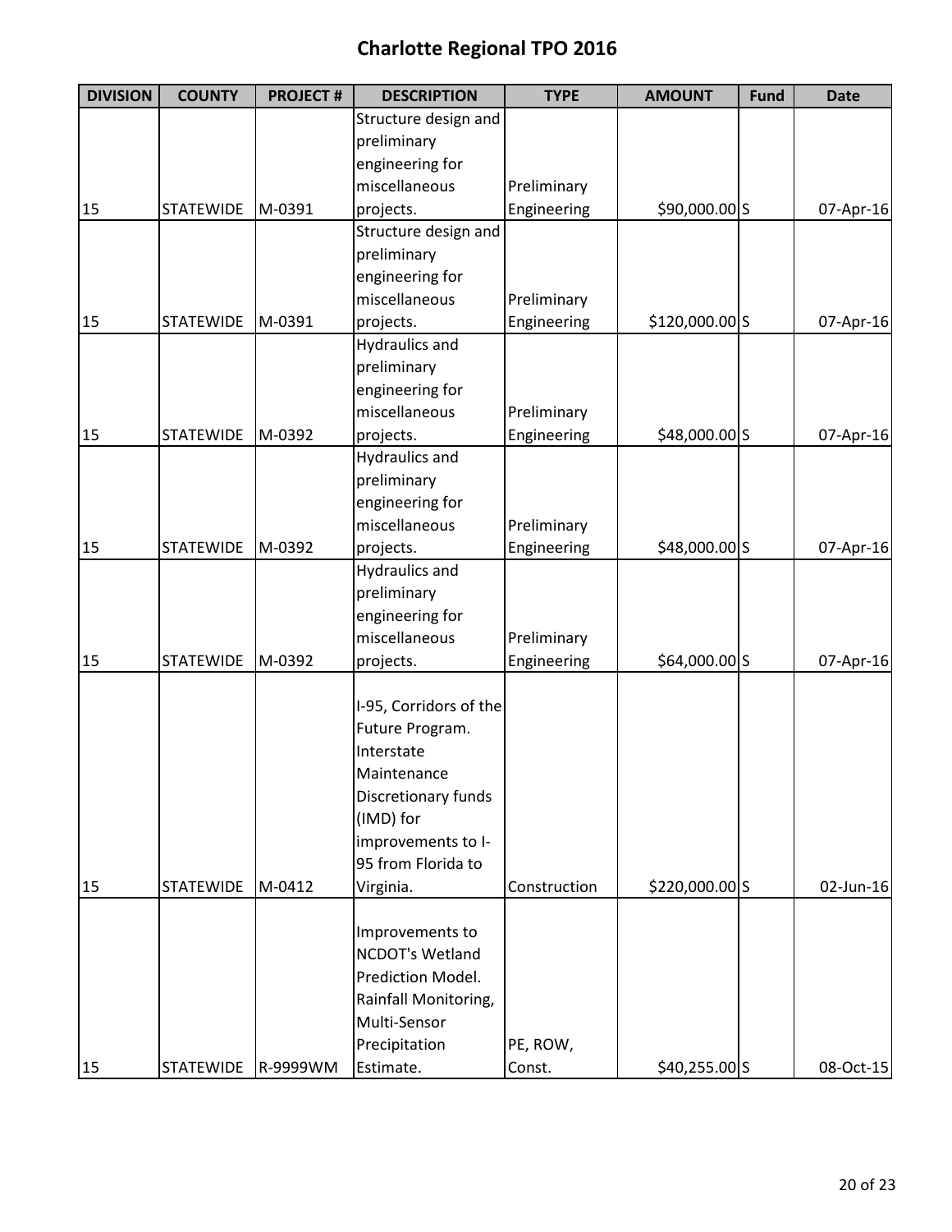# Charlotte Regional TPO 2016

| DIVISION | COUNTY | PROJECT # | DESCRIPTION | TYPE | AMOUNT | Fund | Date |
|---|---|---|---|---|---|---|---|
| 15 | STATEWIDE | M-0391 | Structure design and preliminary engineering for miscellaneous projects. | Preliminary Engineering | $90,000.00 | S | 07-Apr-16 |
| 15 | STATEWIDE | M-0391 | Structure design and preliminary engineering for miscellaneous projects. | Preliminary Engineering | $120,000.00 | S | 07-Apr-16 |
| 15 | STATEWIDE | M-0392 | Hydraulics and preliminary engineering for miscellaneous projects. | Preliminary Engineering | $48,000.00 | S | 07-Apr-16 |
| 15 | STATEWIDE | M-0392 | Hydraulics and preliminary engineering for miscellaneous projects. | Preliminary Engineering | $48,000.00 | S | 07-Apr-16 |
| 15 | STATEWIDE | M-0392 | Hydraulics and preliminary engineering for miscellaneous projects. | Preliminary Engineering | $64,000.00 | S | 07-Apr-16 |
| 15 | STATEWIDE | M-0412 | I-95, Corridors of the Future Program. Interstate Maintenance Discretionary funds (IMD) for improvements to I-95 from Florida to Virginia. | Construction | $220,000.00 | S | 02-Jun-16 |
| 15 | STATEWIDE | R-9999WM | Improvements to NCDOT's Wetland Prediction Model. Rainfall Monitoring, Multi-Sensor Precipitation Estimate. | PE, ROW, Const. | $40,255.00 | S | 08-Oct-15 |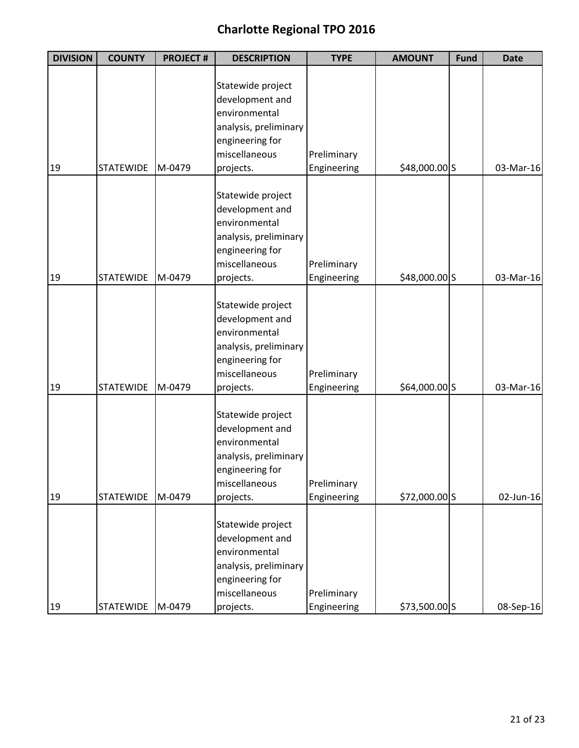# Charlotte Regional TPO 2016

| DIVISION | COUNTY | PROJECT # | DESCRIPTION | TYPE | AMOUNT | Fund | Date |
|---|---|---|---|---|---|---|---|
| 19 | STATEWIDE | M-0479 | Statewide project development and environmental analysis, preliminary engineering for miscellaneous projects. | Preliminary Engineering | $48,000.00 | S | 03-Mar-16 |
| 19 | STATEWIDE | M-0479 | Statewide project development and environmental analysis, preliminary engineering for miscellaneous projects. | Preliminary Engineering | $48,000.00 | S | 03-Mar-16 |
| 19 | STATEWIDE | M-0479 | Statewide project development and environmental analysis, preliminary engineering for miscellaneous projects. | Preliminary Engineering | $64,000.00 | S | 03-Mar-16 |
| 19 | STATEWIDE | M-0479 | Statewide project development and environmental analysis, preliminary engineering for miscellaneous projects. | Preliminary Engineering | $72,000.00 | S | 02-Jun-16 |
| 19 | STATEWIDE | M-0479 | Statewide project development and environmental analysis, preliminary engineering for miscellaneous projects. | Preliminary Engineering | $73,500.00 | S | 08-Sep-16 |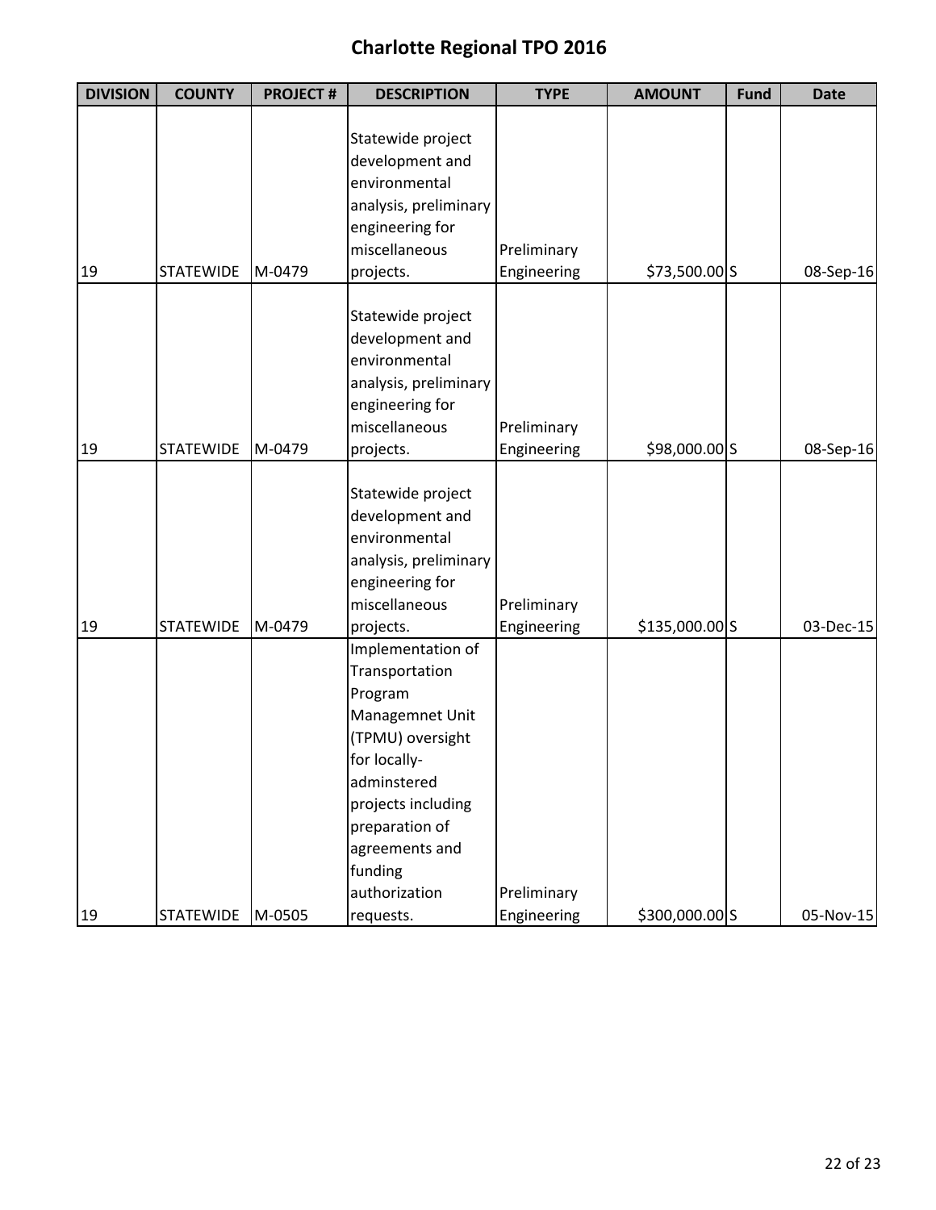# Charlotte Regional TPO 2016

| DIVISION | COUNTY | PROJECT # | DESCRIPTION | TYPE | AMOUNT | Fund | Date |
|---|---|---|---|---|---|---|---|
| 19 | STATEWIDE | M-0479 | Statewide project development and environmental analysis, preliminary engineering for miscellaneous projects. | Preliminary Engineering | $73,500.00 | S | 08-Sep-16 |
| 19 | STATEWIDE | M-0479 | Statewide project development and environmental analysis, preliminary engineering for miscellaneous projects. | Preliminary Engineering | $98,000.00 | S | 08-Sep-16 |
| 19 | STATEWIDE | M-0479 | Statewide project development and environmental analysis, preliminary engineering for miscellaneous projects. | Preliminary Engineering | $135,000.00 | S | 03-Dec-15 |
| 19 | STATEWIDE | M-0505 | Implementation of Transportation Program Managemnet Unit (TPMU) oversight for locally-adminstered projects including preparation of agreements and funding authorization requests. | Preliminary Engineering | $300,000.00 | S | 05-Nov-15 |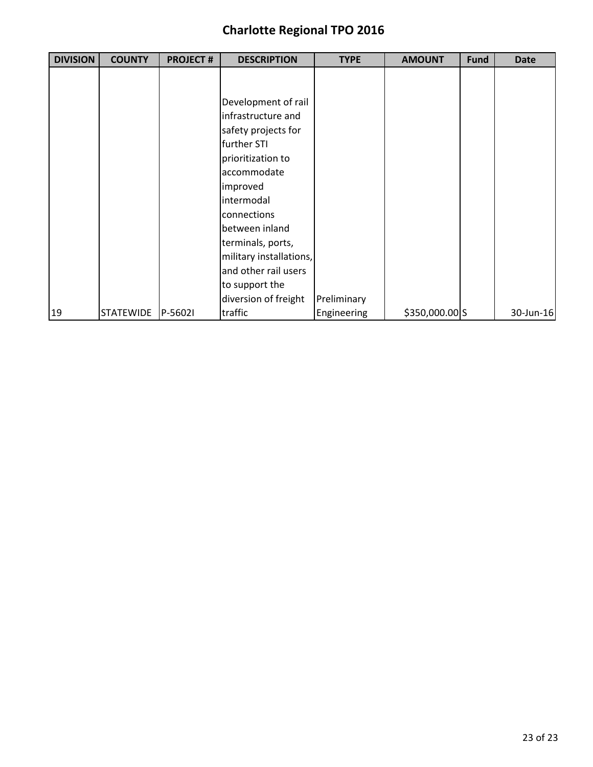# Charlotte Regional TPO 2016

| DIVISION | COUNTY | PROJECT # | DESCRIPTION | TYPE | AMOUNT | Fund | Date |
|---|---|---|---|---|---|---|---|
| 19 | STATEWIDE | P-5602I | Development of rail infrastructure and safety projects for further STI prioritization to accommodate improved intermodal connections between inland terminals, ports, military installations, and other rail users to support the diversion of freight traffic | Preliminary Engineering | $350,000.00 | S | 30-Jun-16 |